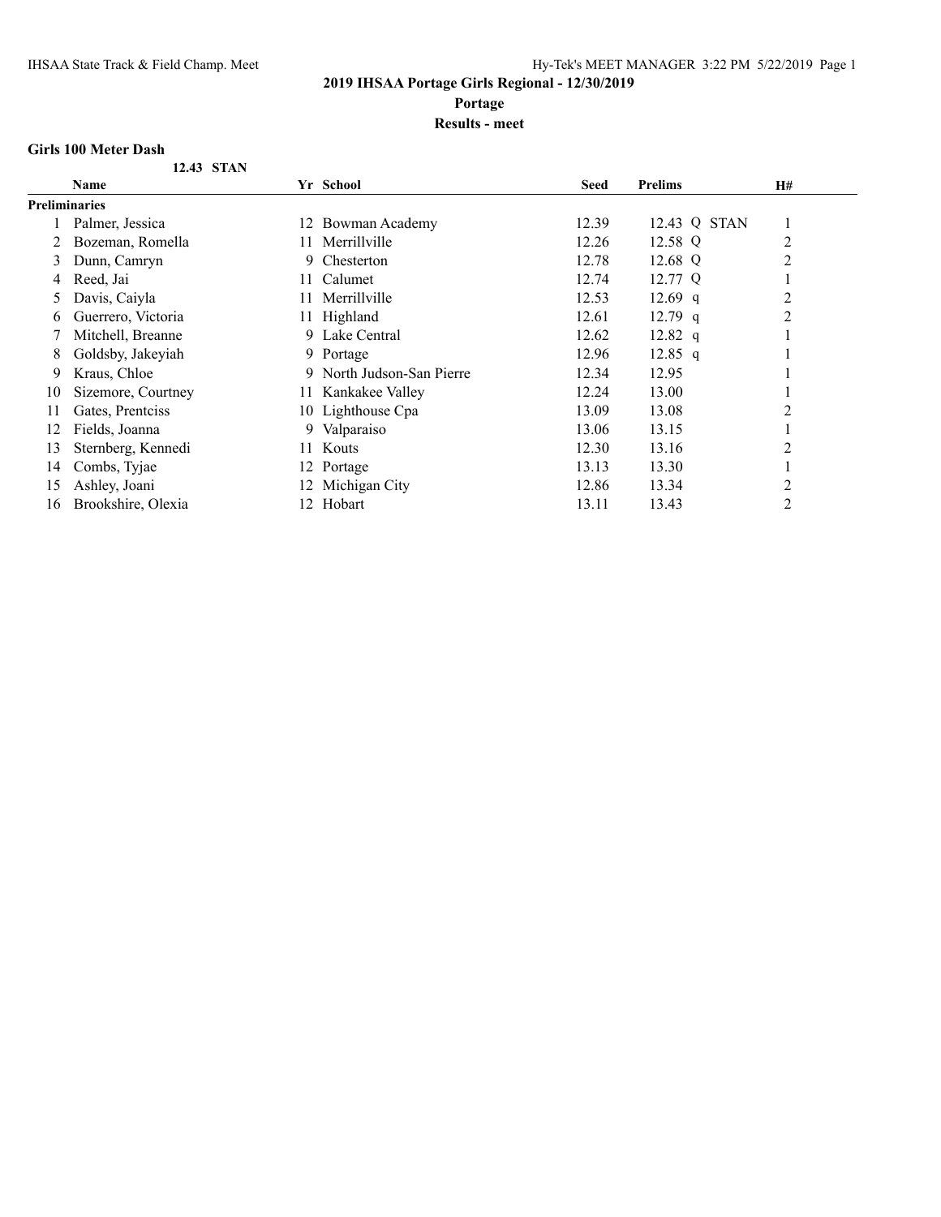## 2019 IHSAA Portage Girls Regional - 12/30/2019

### Portage

### Results - meet

**Girls 100 Meter Dash**

**12.43 STAN**

| | Name | Yr | School | Seed | Prelims | H# |
|---|---|---|---|---|---|---|
| **Preliminaries** | | | | | | |
| 1 | Palmer, Jessica | 12 | Bowman Academy | 12.39 | 12.43 Q STAN | 1 |
| 2 | Bozeman, Romella | 11 | Merrillville | 12.26 | 12.58 Q | 2 |
| 3 | Dunn, Camryn | 9 | Chesterton | 12.78 | 12.68 Q | 2 |
| 4 | Reed, Jai | 11 | Calumet | 12.74 | 12.77 Q | 1 |
| 5 | Davis, Caiyla | 11 | Merrillville | 12.53 | 12.69 q | 2 |
| 6 | Guerrero, Victoria | 11 | Highland | 12.61 | 12.79 q | 2 |
| 7 | Mitchell, Breanne | 9 | Lake Central | 12.62 | 12.82 q | 1 |
| 8 | Goldsby, Jakeyiah | 9 | Portage | 12.96 | 12.85 q | 1 |
| 9 | Kraus, Chloe | 9 | North Judson-San Pierre | 12.34 | 12.95 | 1 |
| 10 | Sizemore, Courtney | 11 | Kankakee Valley | 12.24 | 13.00 | 1 |
| 11 | Gates, Prentciss | 10 | Lighthouse Cpa | 13.09 | 13.08 | 2 |
| 12 | Fields, Joanna | 9 | Valparaiso | 13.06 | 13.15 | 1 |
| 13 | Sternberg, Kennedi | 11 | Kouts | 12.30 | 13.16 | 2 |
| 14 | Combs, Tyjae | 12 | Portage | 13.13 | 13.30 | 1 |
| 15 | Ashley, Joani | 12 | Michigan City | 12.86 | 13.34 | 2 |
| 16 | Brookshire, Olexia | 12 | Hobart | 13.11 | 13.43 | 2 |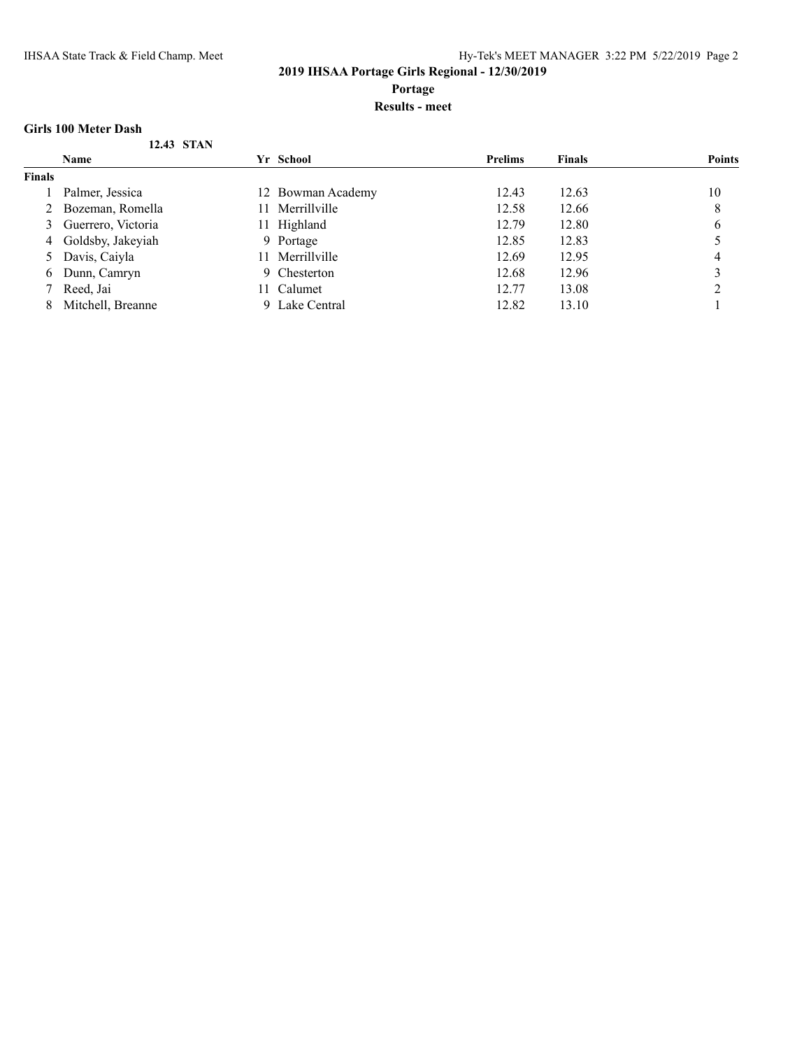## 2019 IHSAA Portage Girls Regional - 12/30/2019

**Portage**

**Results - meet**

### Girls 100 Meter Dash

**12.43 STAN**

| | Name | Yr | School | Prelims | Finals | Points |
|---|---|---|---|---|---|---|
| **Finals** | | | | | | |
| 1 | Palmer, Jessica | 12 | Bowman Academy | 12.43 | 12.63 | 10 |
| 2 | Bozeman, Romella | 11 | Merrillville | 12.58 | 12.66 | 8 |
| 3 | Guerrero, Victoria | 11 | Highland | 12.79 | 12.80 | 6 |
| 4 | Goldsby, Jakeyiah | 9 | Portage | 12.85 | 12.83 | 5 |
| 5 | Davis, Caiyla | 11 | Merrillville | 12.69 | 12.95 | 4 |
| 6 | Dunn, Camryn | 9 | Chesterton | 12.68 | 12.96 | 3 |
| 7 | Reed, Jai | 11 | Calumet | 12.77 | 13.08 | 2 |
| 8 | Mitchell, Breanne | 9 | Lake Central | 12.82 | 13.10 | 1 |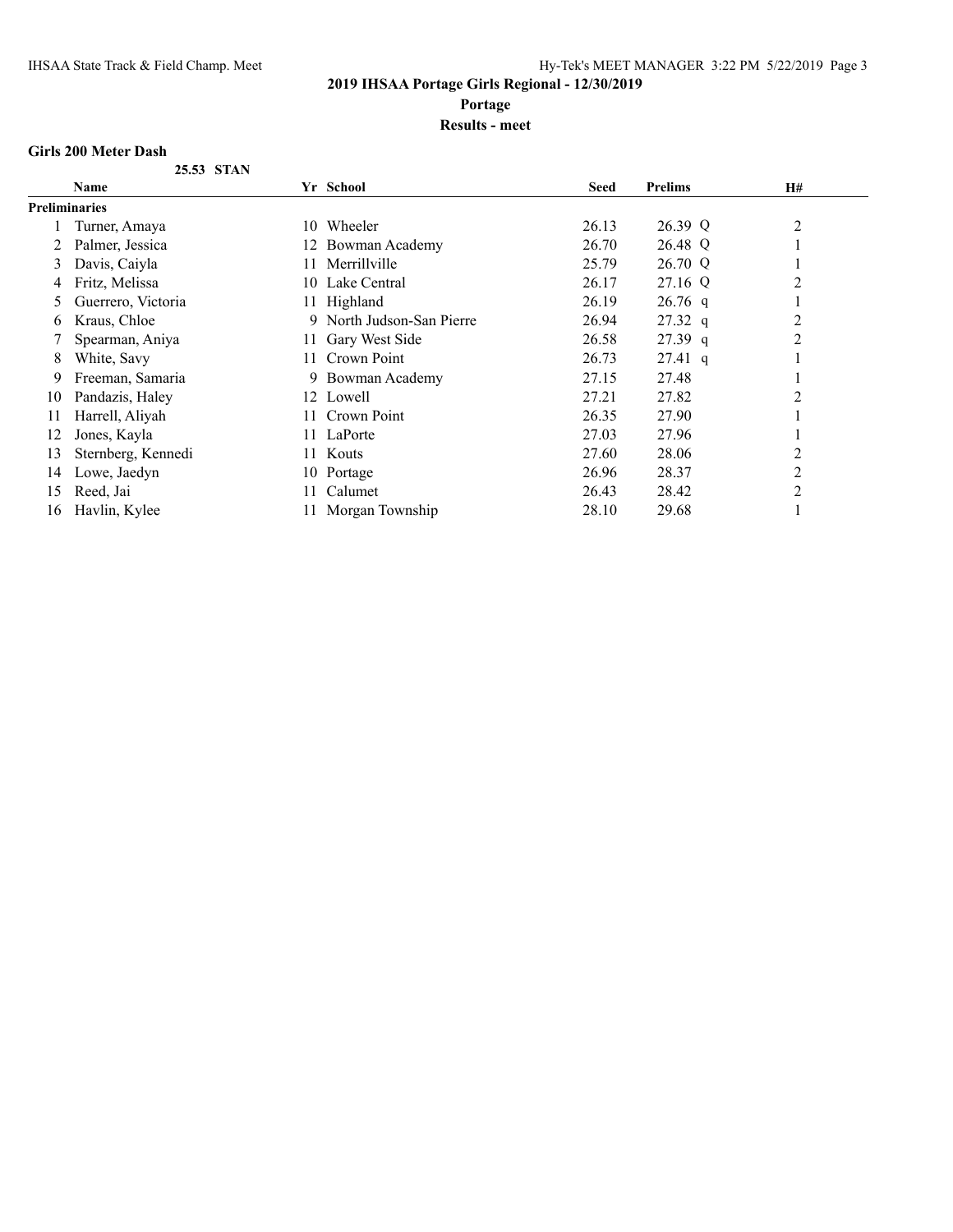**2019 IHSAA Portage Girls Regional - 12/30/2019**

**Portage**

**Results - meet**

### Girls 200 Meter Dash

**25.53 STAN**

| | Name | Yr | School | Seed | Prelims | H# |
|---|---|---|---|---|---|---|
| **Preliminaries** | | | | | | |
| 1 | Turner, Amaya | 10 | Wheeler | 26.13 | 26.39 Q | 2 |
| 2 | Palmer, Jessica | 12 | Bowman Academy | 26.70 | 26.48 Q | 1 |
| 3 | Davis, Caiyla | 11 | Merrillville | 25.79 | 26.70 Q | 1 |
| 4 | Fritz, Melissa | 10 | Lake Central | 26.17 | 27.16 Q | 2 |
| 5 | Guerrero, Victoria | 11 | Highland | 26.19 | 26.76 q | 1 |
| 6 | Kraus, Chloe | 9 | North Judson-San Pierre | 26.94 | 27.32 q | 2 |
| 7 | Spearman, Aniya | 11 | Gary West Side | 26.58 | 27.39 q | 2 |
| 8 | White, Savy | 11 | Crown Point | 26.73 | 27.41 q | 1 |
| 9 | Freeman, Samaria | 9 | Bowman Academy | 27.15 | 27.48 | 1 |
| 10 | Pandazis, Haley | 12 | Lowell | 27.21 | 27.82 | 2 |
| 11 | Harrell, Aliyah | 11 | Crown Point | 26.35 | 27.90 | 1 |
| 12 | Jones, Kayla | 11 | LaPorte | 27.03 | 27.96 | 1 |
| 13 | Sternberg, Kennedi | 11 | Kouts | 27.60 | 28.06 | 2 |
| 14 | Lowe, Jaedyn | 10 | Portage | 26.96 | 28.37 | 2 |
| 15 | Reed, Jai | 11 | Calumet | 26.43 | 28.42 | 2 |
| 16 | Havlin, Kylee | 11 | Morgan Township | 28.10 | 29.68 | 1 |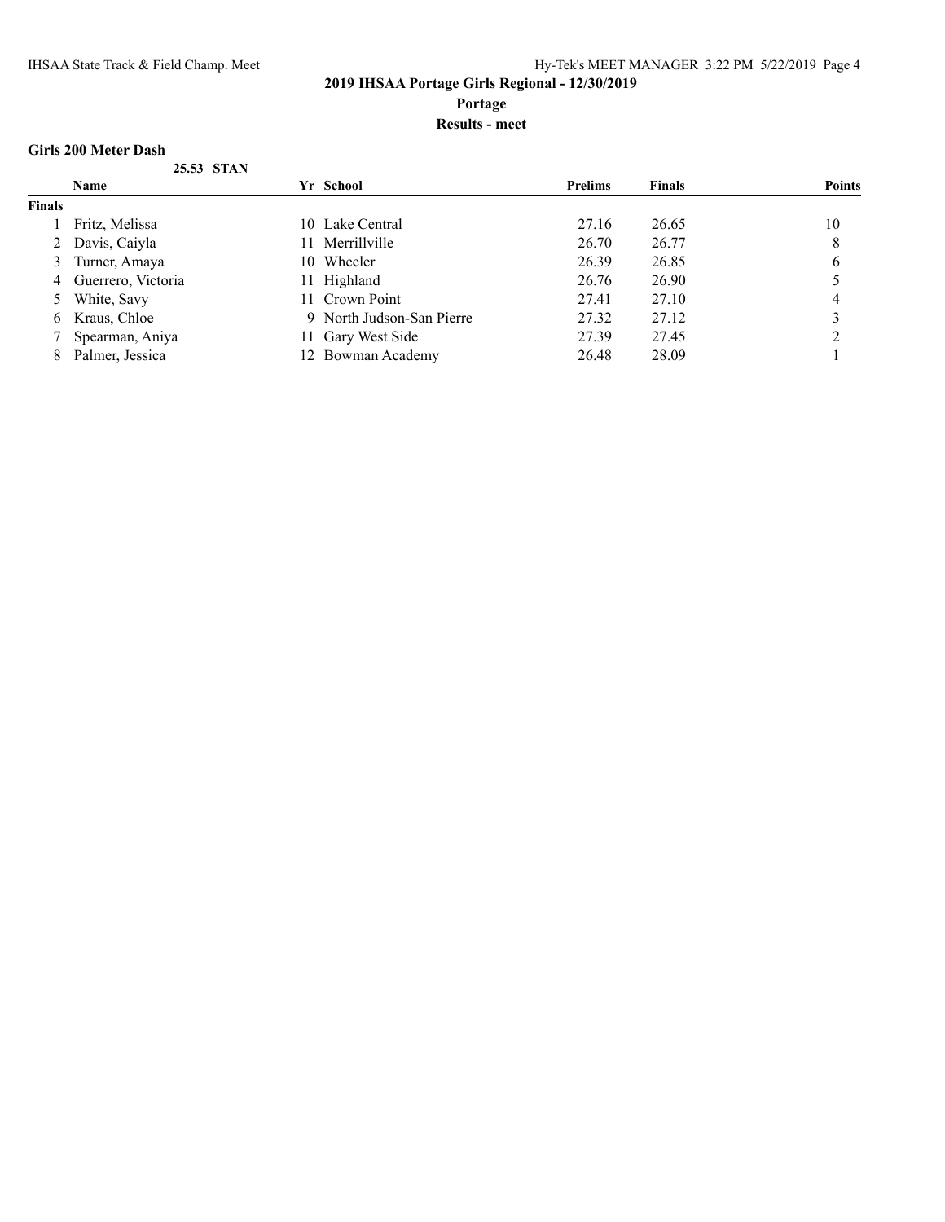## 2019 IHSAA Portage Girls Regional - 12/30/2019

**Portage**

**Results - meet**

### Girls 200 Meter Dash

**25.53 STAN**

| | Name | Yr | School | Prelims | Finals | Points |
|---|---|---|---|---|---|---|
| **Finals** | | | | | | |
| 1 | Fritz, Melissa | 10 | Lake Central | 27.16 | 26.65 | 10 |
| 2 | Davis, Caiyla | 11 | Merrillville | 26.70 | 26.77 | 8 |
| 3 | Turner, Amaya | 10 | Wheeler | 26.39 | 26.85 | 6 |
| 4 | Guerrero, Victoria | 11 | Highland | 26.76 | 26.90 | 5 |
| 5 | White, Savy | 11 | Crown Point | 27.41 | 27.10 | 4 |
| 6 | Kraus, Chloe | 9 | North Judson-San Pierre | 27.32 | 27.12 | 3 |
| 7 | Spearman, Aniya | 11 | Gary West Side | 27.39 | 27.45 | 2 |
| 8 | Palmer, Jessica | 12 | Bowman Academy | 26.48 | 28.09 | 1 |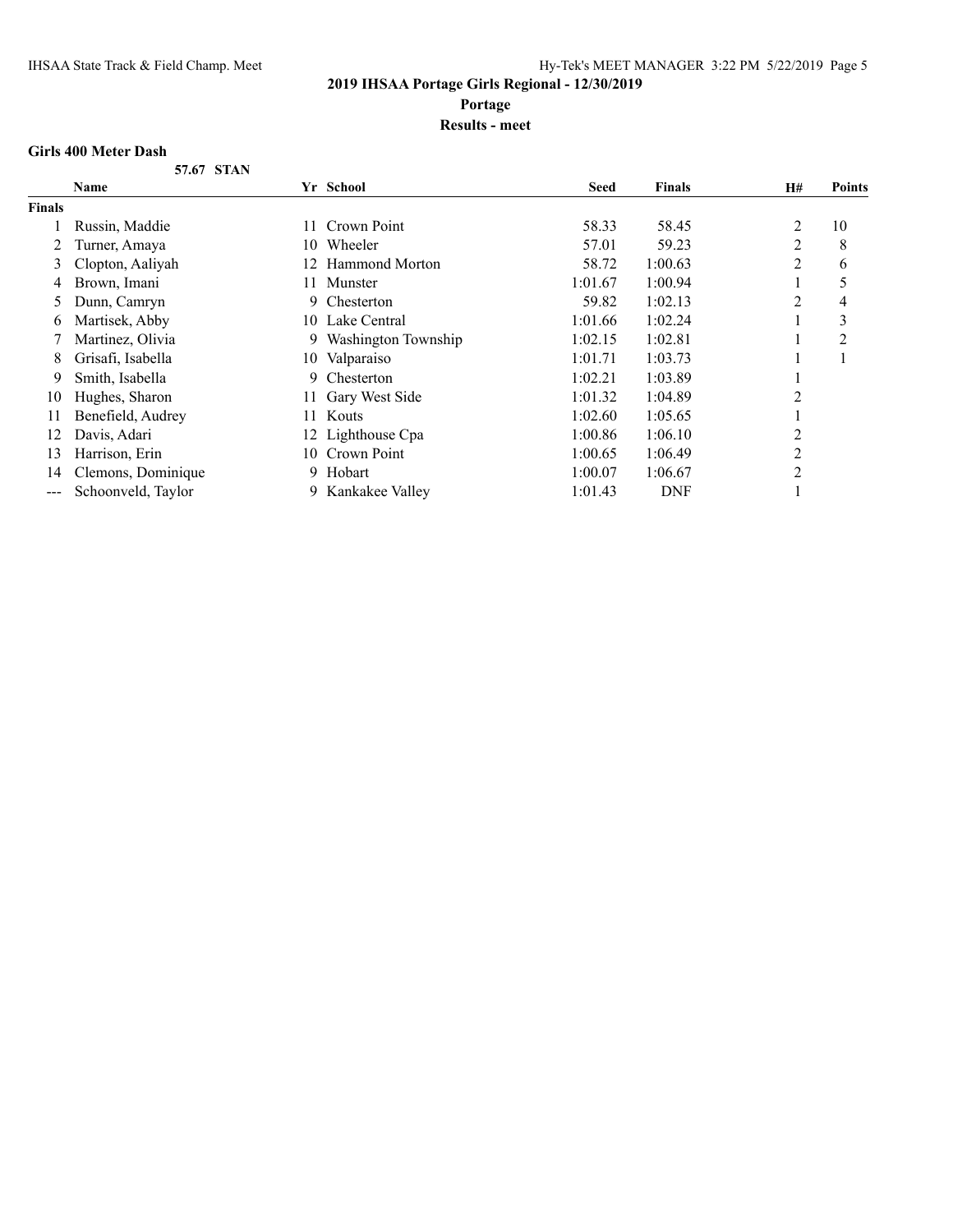## 2019 IHSAA Portage Girls Regional - 12/30/2019

**Portage**

**Results - meet**

### Girls 400 Meter Dash

57.67 STAN

| | Name | Yr | School | Seed | Finals | H# | Points |
|---|---|---|---|---|---|---|---|
| **Finals** | | | | | | | |
| 1 | Russin, Maddie | 11 | Crown Point | 58.33 | 58.45 | 2 | 10 |
| 2 | Turner, Amaya | 10 | Wheeler | 57.01 | 59.23 | 2 | 8 |
| 3 | Clopton, Aaliyah | 12 | Hammond Morton | 58.72 | 1:00.63 | 2 | 6 |
| 4 | Brown, Imani | 11 | Munster | 1:01.67 | 1:00.94 | 1 | 5 |
| 5 | Dunn, Camryn | 9 | Chesterton | 59.82 | 1:02.13 | 2 | 4 |
| 6 | Martisek, Abby | 10 | Lake Central | 1:01.66 | 1:02.24 | 1 | 3 |
| 7 | Martinez, Olivia | 9 | Washington Township | 1:02.15 | 1:02.81 | 1 | 2 |
| 8 | Grisafi, Isabella | 10 | Valparaiso | 1:01.71 | 1:03.73 | 1 | 1 |
| 9 | Smith, Isabella | 9 | Chesterton | 1:02.21 | 1:03.89 | 1 | |
| 10 | Hughes, Sharon | 11 | Gary West Side | 1:01.32 | 1:04.89 | 2 | |
| 11 | Benefield, Audrey | 11 | Kouts | 1:02.60 | 1:05.65 | 1 | |
| 12 | Davis, Adari | 12 | Lighthouse Cpa | 1:00.86 | 1:06.10 | 2 | |
| 13 | Harrison, Erin | 10 | Crown Point | 1:00.65 | 1:06.49 | 2 | |
| 14 | Clemons, Dominique | 9 | Hobart | 1:00.07 | 1:06.67 | 2 | |
| --- | Schoonveld, Taylor | 9 | Kankakee Valley | 1:01.43 | DNF | 1 | |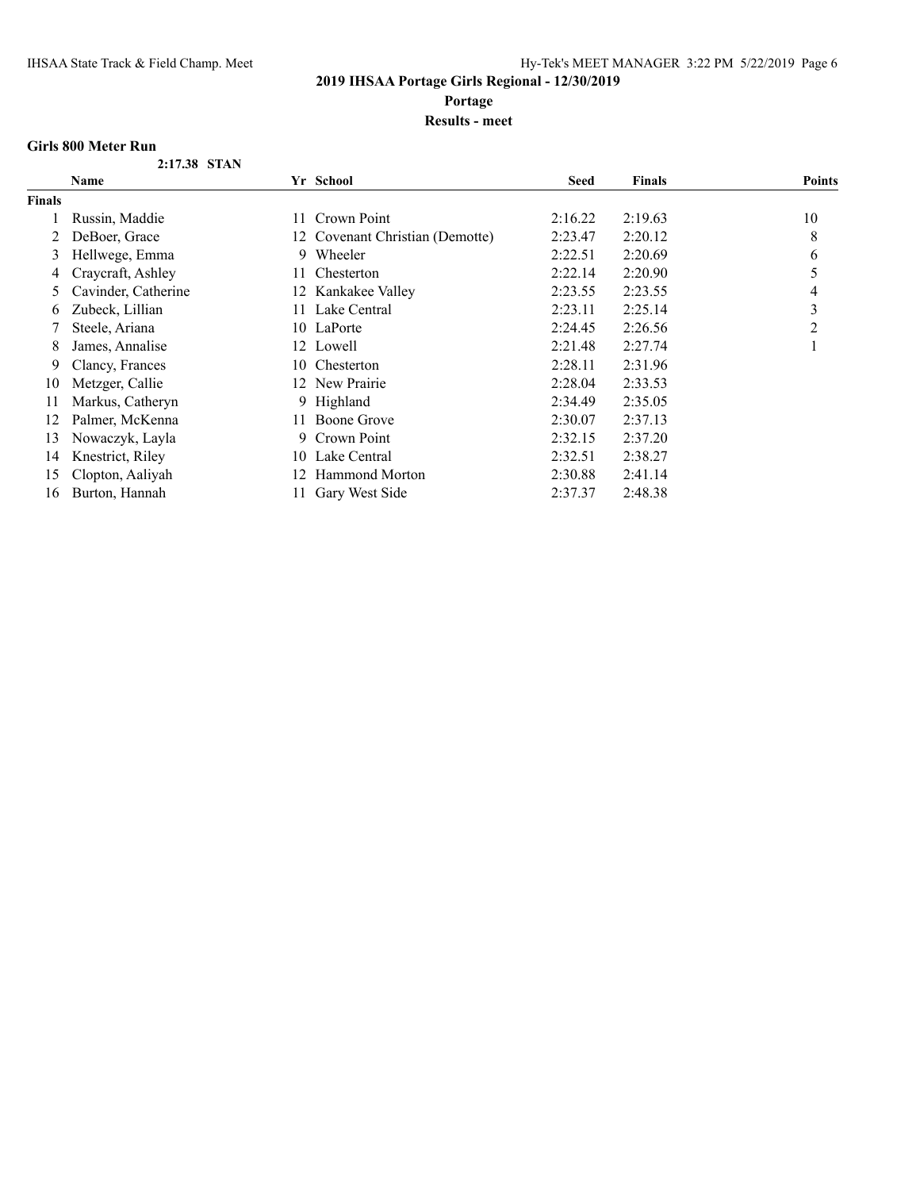## 2019 IHSAA Portage Girls Regional - 12/30/2019

**Portage**

**Results - meet**

### Girls 800 Meter Run

**2:17.38 STAN**

| | Name | Yr | School | Seed | Finals | Points |
|---|---|---|---|---|---|---|
| **Finals** | | | | | | |
| 1 | Russin, Maddie | 11 | Crown Point | 2:16.22 | 2:19.63 | 10 |
| 2 | DeBoer, Grace | 12 | Covenant Christian (Demotte) | 2:23.47 | 2:20.12 | 8 |
| 3 | Hellwege, Emma | 9 | Wheeler | 2:22.51 | 2:20.69 | 6 |
| 4 | Craycraft, Ashley | 11 | Chesterton | 2:22.14 | 2:20.90 | 5 |
| 5 | Cavinder, Catherine | 12 | Kankakee Valley | 2:23.55 | 2:23.55 | 4 |
| 6 | Zubeck, Lillian | 11 | Lake Central | 2:23.11 | 2:25.14 | 3 |
| 7 | Steele, Ariana | 10 | LaPorte | 2:24.45 | 2:26.56 | 2 |
| 8 | James, Annalise | 12 | Lowell | 2:21.48 | 2:27.74 | 1 |
| 9 | Clancy, Frances | 10 | Chesterton | 2:28.11 | 2:31.96 | |
| 10 | Metzger, Callie | 12 | New Prairie | 2:28.04 | 2:33.53 | |
| 11 | Markus, Catheryn | 9 | Highland | 2:34.49 | 2:35.05 | |
| 12 | Palmer, McKenna | 11 | Boone Grove | 2:30.07 | 2:37.13 | |
| 13 | Nowaczyk, Layla | 9 | Crown Point | 2:32.15 | 2:37.20 | |
| 14 | Knestrict, Riley | 10 | Lake Central | 2:32.51 | 2:38.27 | |
| 15 | Clopton, Aaliyah | 12 | Hammond Morton | 2:30.88 | 2:41.14 | |
| 16 | Burton, Hannah | 11 | Gary West Side | 2:37.37 | 2:48.38 | |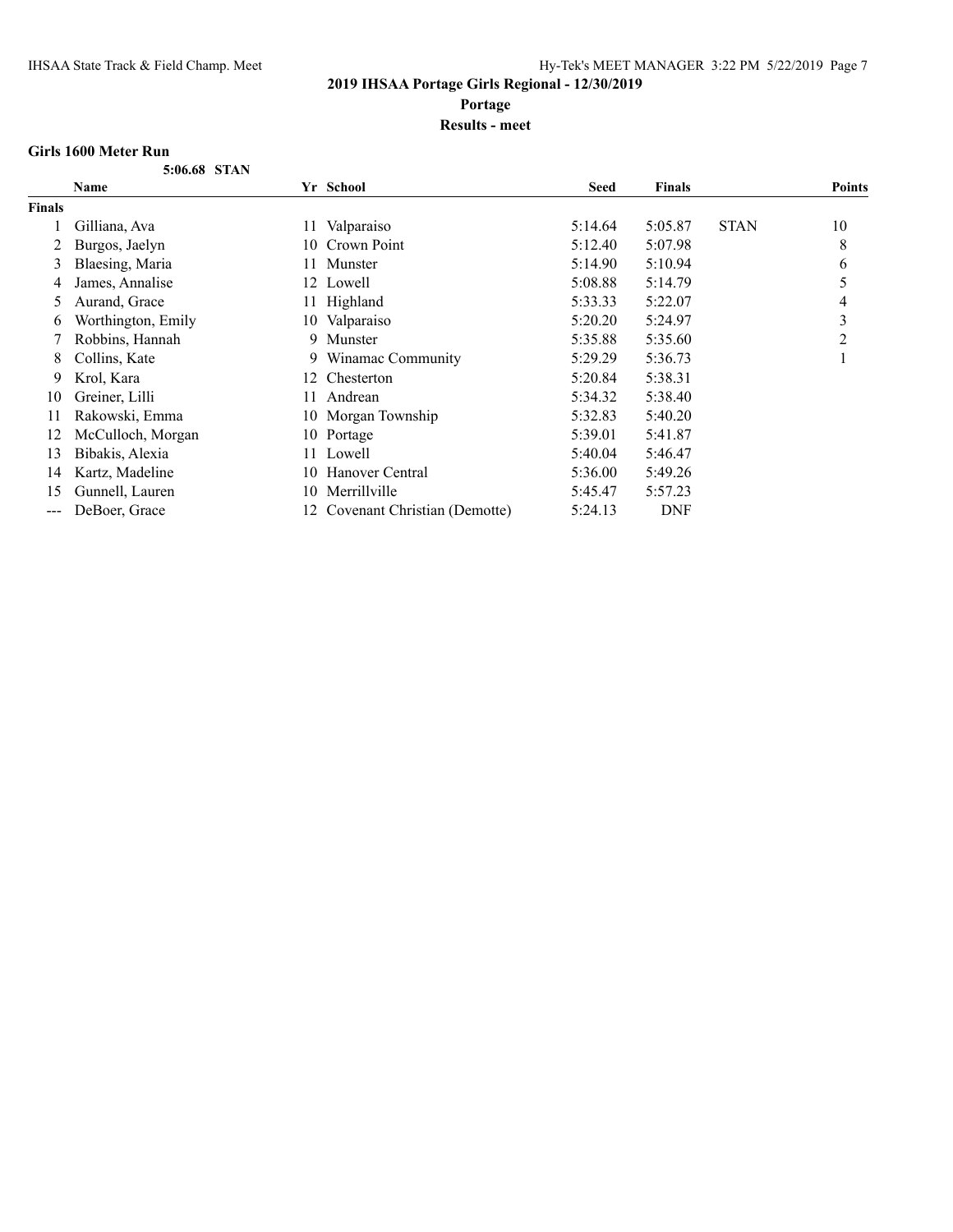## 2019 IHSAA Portage Girls Regional - 12/30/2019

**Portage**

**Results - meet**

### Girls 1600 Meter Run

**5:06.68 STAN**

| | Name | Yr | School | Seed | Finals | | Points |
|---|---|---|---|---|---|---|---|
| **Finals** | | | | | | | |
| 1 | Gilliana, Ava | 11 | Valparaiso | 5:14.64 | 5:05.87 | STAN | 10 |
| 2 | Burgos, Jaelyn | 10 | Crown Point | 5:12.40 | 5:07.98 | | 8 |
| 3 | Blaesing, Maria | 11 | Munster | 5:14.90 | 5:10.94 | | 6 |
| 4 | James, Annalise | 12 | Lowell | 5:08.88 | 5:14.79 | | 5 |
| 5 | Aurand, Grace | 11 | Highland | 5:33.33 | 5:22.07 | | 4 |
| 6 | Worthington, Emily | 10 | Valparaiso | 5:20.20 | 5:24.97 | | 3 |
| 7 | Robbins, Hannah | 9 | Munster | 5:35.88 | 5:35.60 | | 2 |
| 8 | Collins, Kate | 9 | Winamac Community | 5:29.29 | 5:36.73 | | 1 |
| 9 | Krol, Kara | 12 | Chesterton | 5:20.84 | 5:38.31 | | |
| 10 | Greiner, Lilli | 11 | Andrean | 5:34.32 | 5:38.40 | | |
| 11 | Rakowski, Emma | 10 | Morgan Township | 5:32.83 | 5:40.20 | | |
| 12 | McCulloch, Morgan | 10 | Portage | 5:39.01 | 5:41.87 | | |
| 13 | Bibakis, Alexia | 11 | Lowell | 5:40.04 | 5:46.47 | | |
| 14 | Kartz, Madeline | 10 | Hanover Central | 5:36.00 | 5:49.26 | | |
| 15 | Gunnell, Lauren | 10 | Merrillville | 5:45.47 | 5:57.23 | | |
| --- | DeBoer, Grace | 12 | Covenant Christian (Demotte) | 5:24.13 | DNF | | |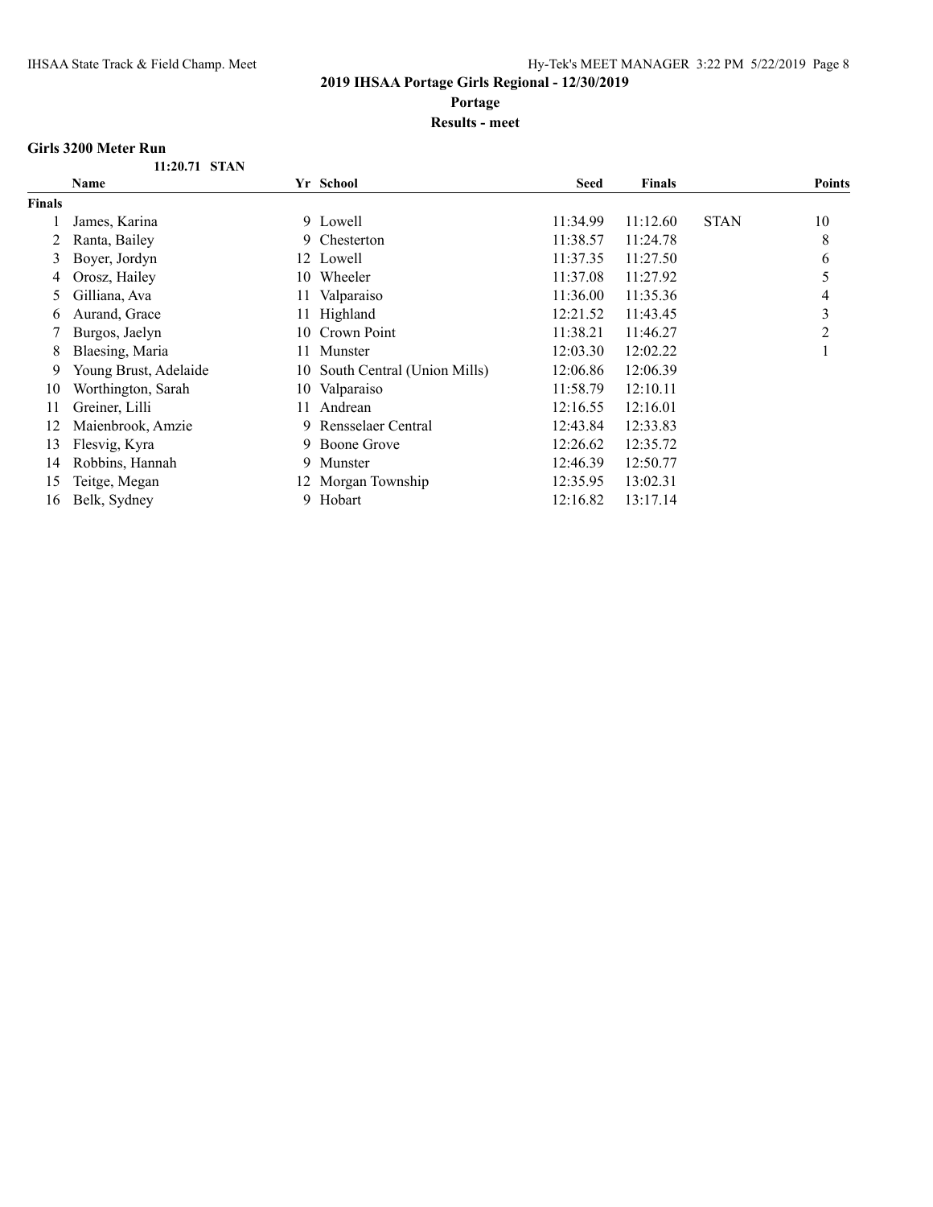## 2019 IHSAA Portage Girls Regional - 12/30/2019

**Portage**

**Results - meet**

### Girls 3200 Meter Run

**11:20.71 STAN**

| | Name | Yr | School | Seed | Finals | | Points |
|---|---|---|---|---|---|---|---|
| **Finals** | | | | | | | |
| 1 | James, Karina | 9 | Lowell | 11:34.99 | 11:12.60 | STAN | 10 |
| 2 | Ranta, Bailey | 9 | Chesterton | 11:38.57 | 11:24.78 | | 8 |
| 3 | Boyer, Jordyn | 12 | Lowell | 11:37.35 | 11:27.50 | | 6 |
| 4 | Orosz, Hailey | 10 | Wheeler | 11:37.08 | 11:27.92 | | 5 |
| 5 | Gilliana, Ava | 11 | Valparaiso | 11:36.00 | 11:35.36 | | 4 |
| 6 | Aurand, Grace | 11 | Highland | 12:21.52 | 11:43.45 | | 3 |
| 7 | Burgos, Jaelyn | 10 | Crown Point | 11:38.21 | 11:46.27 | | 2 |
| 8 | Blaesing, Maria | 11 | Munster | 12:03.30 | 12:02.22 | | 1 |
| 9 | Young Brust, Adelaide | 10 | South Central (Union Mills) | 12:06.86 | 12:06.39 | | |
| 10 | Worthington, Sarah | 10 | Valparaiso | 11:58.79 | 12:10.11 | | |
| 11 | Greiner, Lilli | 11 | Andrean | 12:16.55 | 12:16.01 | | |
| 12 | Maienbrook, Amzie | 9 | Rensselaer Central | 12:43.84 | 12:33.83 | | |
| 13 | Flesvig, Kyra | 9 | Boone Grove | 12:26.62 | 12:35.72 | | |
| 14 | Robbins, Hannah | 9 | Munster | 12:46.39 | 12:50.77 | | |
| 15 | Teitge, Megan | 12 | Morgan Township | 12:35.95 | 13:02.31 | | |
| 16 | Belk, Sydney | 9 | Hobart | 12:16.82 | 13:17.14 | | |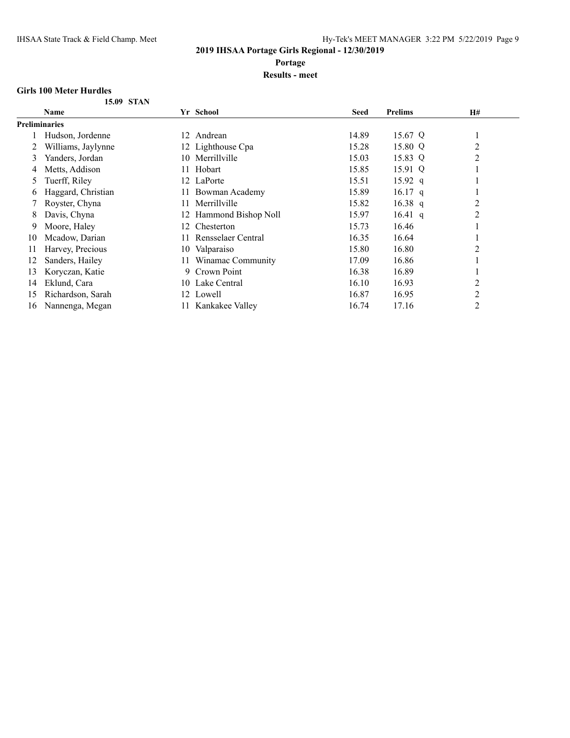## 2019 IHSAA Portage Girls Regional - 12/30/2019

**Portage**

**Results - meet**

### Girls 100 Meter Hurdles

**15.09 STAN**

| | Name | Yr | School | Seed | Prelims | | H# |
|---|---|---|---|---|---|---|---|
| **Preliminaries** | | | | | | | |
| 1 | Hudson, Jordenne | 12 | Andrean | 14.89 | 15.67 | Q | 1 |
| 2 | Williams, Jaylynne | 12 | Lighthouse Cpa | 15.28 | 15.80 | Q | 2 |
| 3 | Yanders, Jordan | 10 | Merrillville | 15.03 | 15.83 | Q | 2 |
| 4 | Metts, Addison | 11 | Hobart | 15.85 | 15.91 | Q | 1 |
| 5 | Tuerff, Riley | 12 | LaPorte | 15.51 | 15.92 | q | 1 |
| 6 | Haggard, Christian | 11 | Bowman Academy | 15.89 | 16.17 | q | 1 |
| 7 | Royster, Chyna | 11 | Merrillville | 15.82 | 16.38 | q | 2 |
| 8 | Davis, Chyna | 12 | Hammond Bishop Noll | 15.97 | 16.41 | q | 2 |
| 9 | Moore, Haley | 12 | Chesterton | 15.73 | 16.46 | | 1 |
| 10 | Mcadow, Darian | 11 | Rensselaer Central | 16.35 | 16.64 | | 1 |
| 11 | Harvey, Precious | 10 | Valparaiso | 15.80 | 16.80 | | 2 |
| 12 | Sanders, Hailey | 11 | Winamac Community | 17.09 | 16.86 | | 1 |
| 13 | Koryczan, Katie | 9 | Crown Point | 16.38 | 16.89 | | 1 |
| 14 | Eklund, Cara | 10 | Lake Central | 16.10 | 16.93 | | 2 |
| 15 | Richardson, Sarah | 12 | Lowell | 16.87 | 16.95 | | 2 |
| 16 | Nannenga, Megan | 11 | Kankakee Valley | 16.74 | 17.16 | | 2 |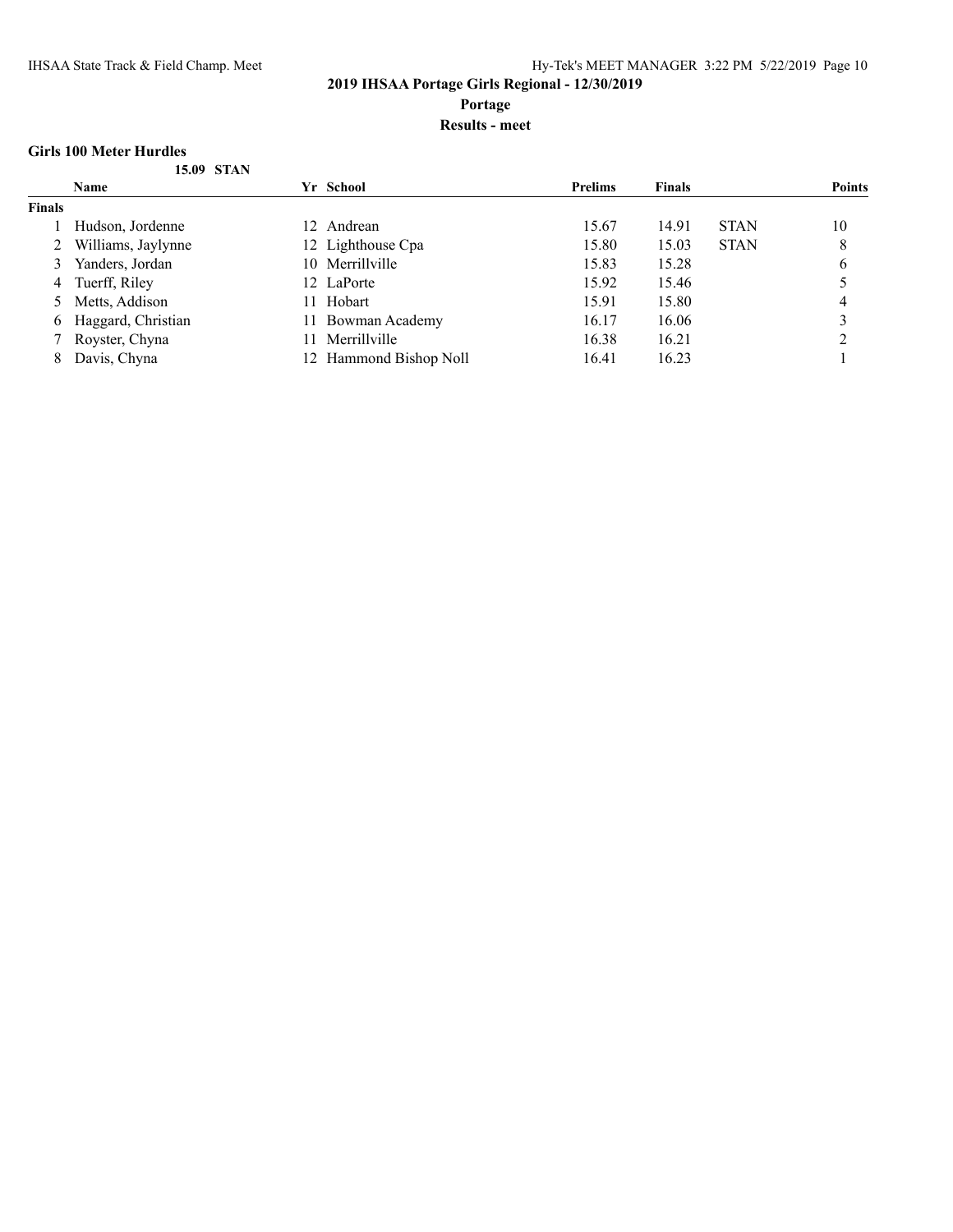**2019 IHSAA Portage Girls Regional - 12/30/2019**

**Portage**

**Results - meet**

### Girls 100 Meter Hurdles

**15.09 STAN**

| | Name | Yr | School | Prelims | Finals | | Points |
|---|---|---|---|---|---|---|---|
| **Finals** | | | | | | | |
| 1 | Hudson, Jordenne | 12 | Andrean | 15.67 | 14.91 | STAN | 10 |
| 2 | Williams, Jaylynne | 12 | Lighthouse Cpa | 15.80 | 15.03 | STAN | 8 |
| 3 | Yanders, Jordan | 10 | Merrillville | 15.83 | 15.28 | | 6 |
| 4 | Tuerff, Riley | 12 | LaPorte | 15.92 | 15.46 | | 5 |
| 5 | Metts, Addison | 11 | Hobart | 15.91 | 15.80 | | 4 |
| 6 | Haggard, Christian | 11 | Bowman Academy | 16.17 | 16.06 | | 3 |
| 7 | Royster, Chyna | 11 | Merrillville | 16.38 | 16.21 | | 2 |
| 8 | Davis, Chyna | 12 | Hammond Bishop Noll | 16.41 | 16.23 | | 1 |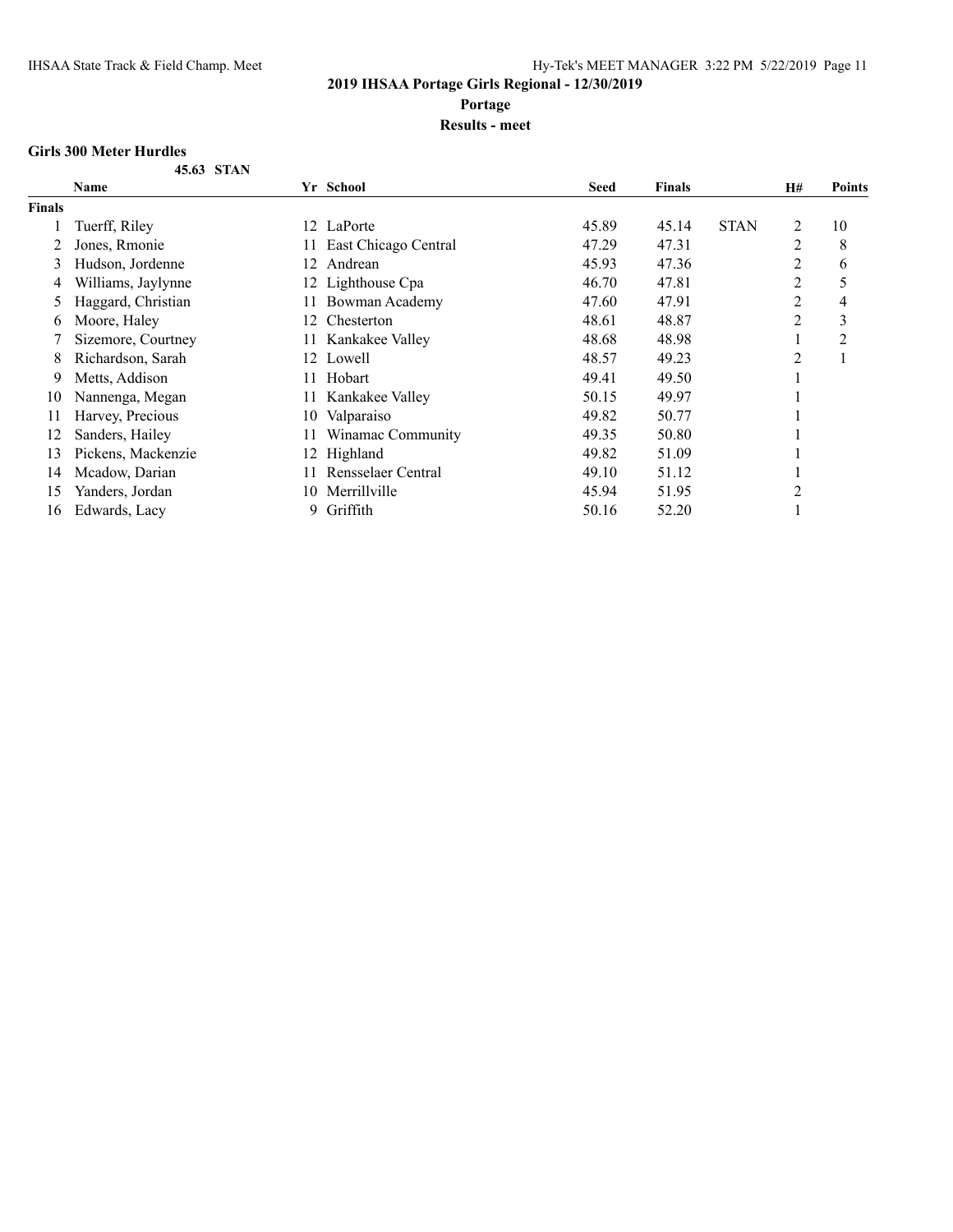## 2019 IHSAA Portage Girls Regional - 12/30/2019

**Portage**

**Results - meet**

### Girls 300 Meter Hurdles

**45.63 STAN**

| | Name | Yr | School | Seed | Finals | | H# | Points |
|---|---|---|---|---|---|---|---|---|
| **Finals** | | | | | | | | |
| 1 | Tuerff, Riley | 12 | LaPorte | 45.89 | 45.14 | STAN | 2 | 10 |
| 2 | Jones, Rmonie | 11 | East Chicago Central | 47.29 | 47.31 | | 2 | 8 |
| 3 | Hudson, Jordenne | 12 | Andrean | 45.93 | 47.36 | | 2 | 6 |
| 4 | Williams, Jaylynne | 12 | Lighthouse Cpa | 46.70 | 47.81 | | 2 | 5 |
| 5 | Haggard, Christian | 11 | Bowman Academy | 47.60 | 47.91 | | 2 | 4 |
| 6 | Moore, Haley | 12 | Chesterton | 48.61 | 48.87 | | 2 | 3 |
| 7 | Sizemore, Courtney | 11 | Kankakee Valley | 48.68 | 48.98 | | 1 | 2 |
| 8 | Richardson, Sarah | 12 | Lowell | 48.57 | 49.23 | | 2 | 1 |
| 9 | Metts, Addison | 11 | Hobart | 49.41 | 49.50 | | 1 | |
| 10 | Nannenga, Megan | 11 | Kankakee Valley | 50.15 | 49.97 | | 1 | |
| 11 | Harvey, Precious | 10 | Valparaiso | 49.82 | 50.77 | | 1 | |
| 12 | Sanders, Hailey | 11 | Winamac Community | 49.35 | 50.80 | | 1 | |
| 13 | Pickens, Mackenzie | 12 | Highland | 49.82 | 51.09 | | 1 | |
| 14 | Mcadow, Darian | 11 | Rensselaer Central | 49.10 | 51.12 | | 1 | |
| 15 | Yanders, Jordan | 10 | Merrillville | 45.94 | 51.95 | | 2 | |
| 16 | Edwards, Lacy | 9 | Griffith | 50.16 | 52.20 | | 1 | |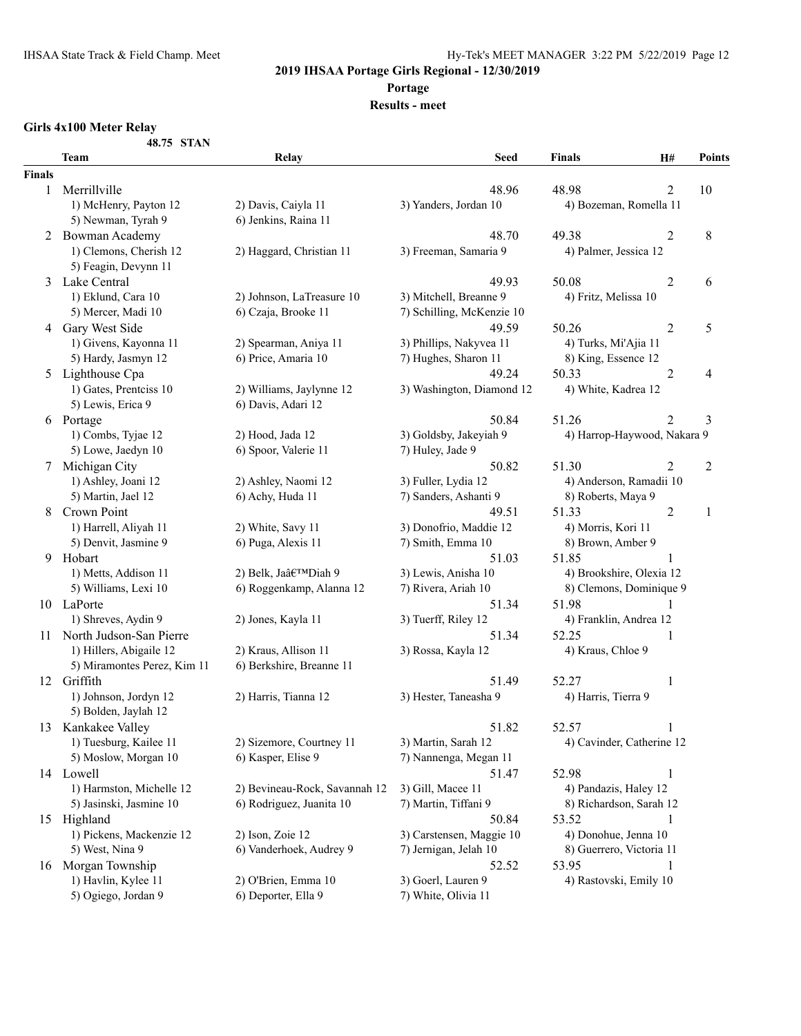## 2019 IHSAA Portage Girls Regional - 12/30/2019

**Portage**

**Results - meet**

### Girls 4x100 Meter Relay

48.75 STAN

| | Team | Relay | Seed | Finals | H# | Points |
|---|---|---|---|---|---|---|
| **Finals** | | | | | | |
| 1 | Merrillville | | 48.96 | 48.98 | 2 | 10 |
| | 1) McHenry, Payton 12 | 2) Davis, Caiyla 11 | 3) Yanders, Jordan 10 | 4) Bozeman, Romella 11 | | |
| | 5) Newman, Tyrah 9 | 6) Jenkins, Raina 11 | | | | |
| 2 | Bowman Academy | | 48.70 | 49.38 | 2 | 8 |
| | 1) Clemons, Cherish 12 | 2) Haggard, Christian 11 | 3) Freeman, Samaria 9 | 4) Palmer, Jessica 12 | | |
| | 5) Feagin, Devynn 11 | | | | | |
| 3 | Lake Central | | 49.93 | 50.08 | 2 | 6 |
| | 1) Eklund, Cara 10 | 2) Johnson, LaTreasure 10 | 3) Mitchell, Breanne 9 | 4) Fritz, Melissa 10 | | |
| | 5) Mercer, Madi 10 | 6) Czaja, Brooke 11 | 7) Schilling, McKenzie 10 | | | |
| 4 | Gary West Side | | 49.59 | 50.26 | 2 | 5 |
| | 1) Givens, Kayonna 11 | 2) Spearman, Aniya 11 | 3) Phillips, Nakyvea 11 | 4) Turks, Mi'Ajia 11 | | |
| | 5) Hardy, Jasmyn 12 | 6) Price, Amaria 10 | 7) Hughes, Sharon 11 | 8) King, Essence 12 | | |
| 5 | Lighthouse Cpa | | 49.24 | 50.33 | 2 | 4 |
| | 1) Gates, Prentciss 10 | 2) Williams, Jaylynne 12 | 3) Washington, Diamond 12 | 4) White, Kadrea 12 | | |
| | 5) Lewis, Erica 9 | 6) Davis, Adari 12 | | | | |
| 6 | Portage | | 50.84 | 51.26 | 2 | 3 |
| | 1) Combs, Tyjae 12 | 2) Hood, Jada 12 | 3) Goldsby, Jakeyiah 9 | 4) Harrop-Haywood, Nakara 9 | | |
| | 5) Lowe, Jaedyn 10 | 6) Spoor, Valerie 11 | 7) Huley, Jade 9 | | | |
| 7 | Michigan City | | 50.82 | 51.30 | 2 | 2 |
| | 1) Ashley, Joani 12 | 2) Ashley, Naomi 12 | 3) Fuller, Lydia 12 | 4) Anderson, Ramadii 10 | | |
| | 5) Martin, Jael 12 | 6) Achy, Huda 11 | 7) Sanders, Ashanti 9 | 8) Roberts, Maya 9 | | |
| 8 | Crown Point | | 49.51 | 51.33 | 2 | 1 |
| | 1) Harrell, Aliyah 11 | 2) White, Savy 11 | 3) Donofrio, Maddie 12 | 4) Morris, Kori 11 | | |
| | 5) Denvit, Jasmine 9 | 6) Puga, Alexis 11 | 7) Smith, Emma 10 | 8) Brown, Amber 9 | | |
| 9 | Hobart | | 51.03 | 51.85 | 1 | |
| | 1) Metts, Addison 11 | 2) Belk, Jaâ€™Diah 9 | 3) Lewis, Anisha 10 | 4) Brookshire, Olexia 12 | | |
| | 5) Williams, Lexi 10 | 6) Roggenkamp, Alanna 12 | 7) Rivera, Ariah 10 | 8) Clemons, Dominique 9 | | |
| 10 | LaPorte | | 51.34 | 51.98 | 1 | |
| | 1) Shreves, Aydin 9 | 2) Jones, Kayla 11 | 3) Tuerff, Riley 12 | 4) Franklin, Andrea 12 | | |
| 11 | North Judson-San Pierre | | 51.34 | 52.25 | 1 | |
| | 1) Hillers, Abigaile 12 | 2) Kraus, Allison 11 | 3) Rossa, Kayla 12 | 4) Kraus, Chloe 9 | | |
| | 5) Miramontes Perez, Kim 11 | 6) Berkshire, Breanne 11 | | | | |
| 12 | Griffith | | 51.49 | 52.27 | 1 | |
| | 1) Johnson, Jordyn 12 | 2) Harris, Tianna 12 | 3) Hester, Taneasha 9 | 4) Harris, Tierra 9 | | |
| | 5) Bolden, Jaylah 12 | | | | | |
| 13 | Kankakee Valley | | 51.82 | 52.57 | 1 | |
| | 1) Tuesburg, Kailee 11 | 2) Sizemore, Courtney 11 | 3) Martin, Sarah 12 | 4) Cavinder, Catherine 12 | | |
| | 5) Moslow, Morgan 10 | 6) Kasper, Elise 9 | 7) Nannenga, Megan 11 | | | |
| 14 | Lowell | | 51.47 | 52.98 | 1 | |
| | 1) Harmston, Michelle 12 | 2) Bevineau-Rock, Savannah 12 | 3) Gill, Macee 11 | 4) Pandazis, Haley 12 | | |
| | 5) Jasinski, Jasmine 10 | 6) Rodriguez, Juanita 10 | 7) Martin, Tiffani 9 | 8) Richardson, Sarah 12 | | |
| 15 | Highland | | 50.84 | 53.52 | 1 | |
| | 1) Pickens, Mackenzie 12 | 2) Ison, Zoie 12 | 3) Carstensen, Maggie 10 | 4) Donohue, Jenna 10 | | |
| | 5) West, Nina 9 | 6) Vanderhoek, Audrey 9 | 7) Jernigan, Jelah 10 | 8) Guerrero, Victoria 11 | | |
| 16 | Morgan Township | | 52.52 | 53.95 | 1 | |
| | 1) Havlin, Kylee 11 | 2) O'Brien, Emma 10 | 3) Goerl, Lauren 9 | 4) Rastovski, Emily 10 | | |
| | 5) Ogiego, Jordan 9 | 6) Deporter, Ella 9 | 7) White, Olivia 11 | | | |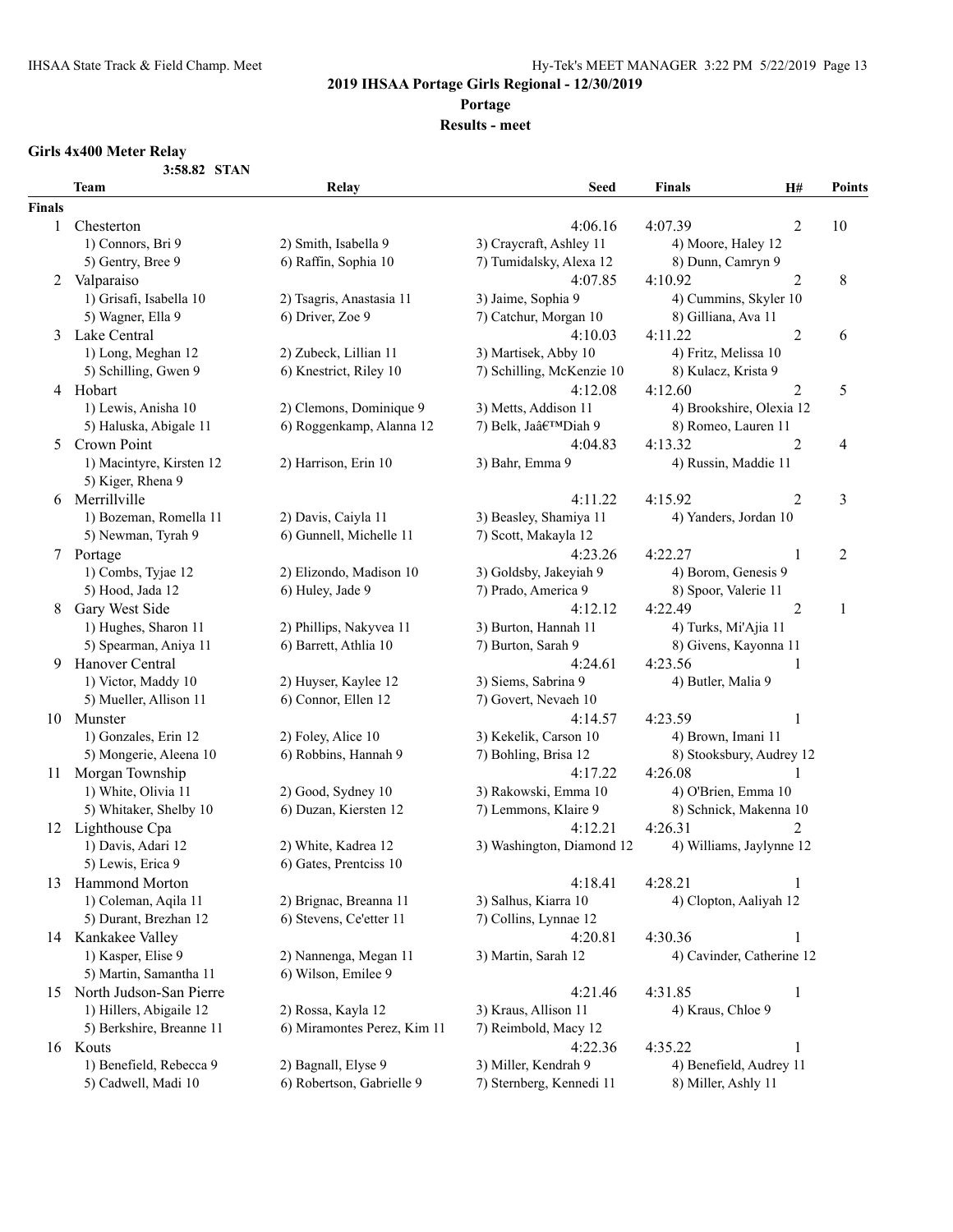**2019 IHSAA Portage Girls Regional - 12/30/2019**

**Portage**

**Results - meet**

### Girls 4x400 Meter Relay

3:58.82 STAN

| | Team | Relay | Seed | Finals | H# | Points |
|---|---|---|---|---|---|---|
| **Finals** | | | | | | |
| 1 | Chesterton | | 4:06.16 | 4:07.39 | 2 | 10 |
| | 1) Connors, Bri 9 | 2) Smith, Isabella 9 | 3) Craycraft, Ashley 11 | 4) Moore, Haley 12 | | |
| | 5) Gentry, Bree 9 | 6) Raffin, Sophia 10 | 7) Tumidalsky, Alexa 12 | 8) Dunn, Camryn 9 | | |
| 2 | Valparaiso | | 4:07.85 | 4:10.92 | 2 | 8 |
| | 1) Grisafi, Isabella 10 | 2) Tsagris, Anastasia 11 | 3) Jaime, Sophia 9 | 4) Cummins, Skyler 10 | | |
| | 5) Wagner, Ella 9 | 6) Driver, Zoe 9 | 7) Catchur, Morgan 10 | 8) Gilliana, Ava 11 | | |
| 3 | Lake Central | | 4:10.03 | 4:11.22 | 2 | 6 |
| | 1) Long, Meghan 12 | 2) Zubeck, Lillian 11 | 3) Martisek, Abby 10 | 4) Fritz, Melissa 10 | | |
| | 5) Schilling, Gwen 9 | 6) Knestrict, Riley 10 | 7) Schilling, McKenzie 10 | 8) Kulacz, Krista 9 | | |
| 4 | Hobart | | 4:12.08 | 4:12.60 | 2 | 5 |
| | 1) Lewis, Anisha 10 | 2) Clemons, Dominique 9 | 3) Metts, Addison 11 | 4) Brookshire, Olexia 12 | | |
| | 5) Haluska, Abigale 11 | 6) Roggenkamp, Alanna 12 | 7) Belk, Jaâ€™Diah 9 | 8) Romeo, Lauren 11 | | |
| 5 | Crown Point | | 4:04.83 | 4:13.32 | 2 | 4 |
| | 1) Macintyre, Kirsten 12 | 2) Harrison, Erin 10 | 3) Bahr, Emma 9 | 4) Russin, Maddie 11 | | |
| | 5) Kiger, Rhena 9 | | | | | |
| 6 | Merrillville | | 4:11.22 | 4:15.92 | 2 | 3 |
| | 1) Bozeman, Romella 11 | 2) Davis, Caiyla 11 | 3) Beasley, Shamiya 11 | 4) Yanders, Jordan 10 | | |
| | 5) Newman, Tyrah 9 | 6) Gunnell, Michelle 11 | 7) Scott, Makayla 12 | | | |
| 7 | Portage | | 4:23.26 | 4:22.27 | 1 | 2 |
| | 1) Combs, Tyjae 12 | 2) Elizondo, Madison 10 | 3) Goldsby, Jakeyiah 9 | 4) Borom, Genesis 9 | | |
| | 5) Hood, Jada 12 | 6) Huley, Jade 9 | 7) Prado, America 9 | 8) Spoor, Valerie 11 | | |
| 8 | Gary West Side | | 4:12.12 | 4:22.49 | 2 | 1 |
| | 1) Hughes, Sharon 11 | 2) Phillips, Nakyvea 11 | 3) Burton, Hannah 11 | 4) Turks, Mi'Ajia 11 | | |
| | 5) Spearman, Aniya 11 | 6) Barrett, Athlia 10 | 7) Burton, Sarah 9 | 8) Givens, Kayonna 11 | | |
| 9 | Hanover Central | | 4:24.61 | 4:23.56 | 1 | |
| | 1) Victor, Maddy 10 | 2) Huyser, Kaylee 12 | 3) Siems, Sabrina 9 | 4) Butler, Malia 9 | | |
| | 5) Mueller, Allison 11 | 6) Connor, Ellen 12 | 7) Govert, Nevaeh 10 | | | |
| 10 | Munster | | 4:14.57 | 4:23.59 | 1 | |
| | 1) Gonzales, Erin 12 | 2) Foley, Alice 10 | 3) Kekelik, Carson 10 | 4) Brown, Imani 11 | | |
| | 5) Mongerie, Aleena 10 | 6) Robbins, Hannah 9 | 7) Bohling, Brisa 12 | 8) Stooksbury, Audrey 12 | | |
| 11 | Morgan Township | | 4:17.22 | 4:26.08 | 1 | |
| | 1) White, Olivia 11 | 2) Good, Sydney 10 | 3) Rakowski, Emma 10 | 4) O'Brien, Emma 10 | | |
| | 5) Whitaker, Shelby 10 | 6) Duzan, Kiersten 12 | 7) Lemmons, Klaire 9 | 8) Schnick, Makenna 10 | | |
| 12 | Lighthouse Cpa | | 4:12.21 | 4:26.31 | 2 | |
| | 1) Davis, Adari 12 | 2) White, Kadrea 12 | 3) Washington, Diamond 12 | 4) Williams, Jaylynne 12 | | |
| | 5) Lewis, Erica 9 | 6) Gates, Prentciss 10 | | | | |
| 13 | Hammond Morton | | 4:18.41 | 4:28.21 | 1 | |
| | 1) Coleman, Aqila 11 | 2) Brignac, Breanna 11 | 3) Salhus, Kiarra 10 | 4) Clopton, Aaliyah 12 | | |
| | 5) Durant, Brezhan 12 | 6) Stevens, Ce'etter 11 | 7) Collins, Lynnae 12 | | | |
| 14 | Kankakee Valley | | 4:20.81 | 4:30.36 | 1 | |
| | 1) Kasper, Elise 9 | 2) Nannenga, Megan 11 | 3) Martin, Sarah 12 | 4) Cavinder, Catherine 12 | | |
| | 5) Martin, Samantha 11 | 6) Wilson, Emilee 9 | | | | |
| 15 | North Judson-San Pierre | | 4:21.46 | 4:31.85 | 1 | |
| | 1) Hillers, Abigaile 12 | 2) Rossa, Kayla 12 | 3) Kraus, Allison 11 | 4) Kraus, Chloe 9 | | |
| | 5) Berkshire, Breanne 11 | 6) Miramontes Perez, Kim 11 | 7) Reimbold, Macy 12 | | | |
| 16 | Kouts | | 4:22.36 | 4:35.22 | 1 | |
| | 1) Benefield, Rebecca 9 | 2) Bagnall, Elyse 9 | 3) Miller, Kendrah 9 | 4) Benefield, Audrey 11 | | |
| | 5) Cadwell, Madi 10 | 6) Robertson, Gabrielle 9 | 7) Sternberg, Kennedi 11 | 8) Miller, Ashly 11 | | |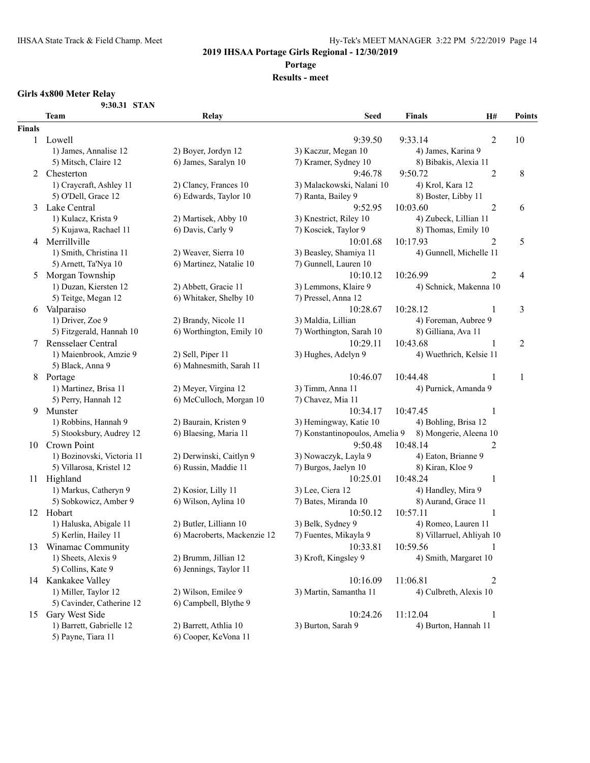## 2019 IHSAA Portage Girls Regional - 12/30/2019

**Portage**

**Results - meet**

### Girls 4x800 Meter Relay

**9:30.31 STAN**

| | Team | Relay | | Seed | Finals | H# | Points |
|---|---|---|---|---|---|---|---|
| **Finals** | | | | | | | |
| 1 | Lowell | | | 9:39.50 | 9:33.14 | 2 | 10 |
| | 1) James, Annalise 12 | 2) Boyer, Jordyn 12 | 3) Kaczur, Megan 10 | 4) James, Karina 9 | | | |
| | 5) Mitsch, Claire 12 | 6) James, Saralyn 10 | 7) Kramer, Sydney 10 | 8) Bibakis, Alexia 11 | | | |
| 2 | Chesterton | | | 9:46.78 | 9:50.72 | 2 | 8 |
| | 1) Craycraft, Ashley 11 | 2) Clancy, Frances 10 | 3) Malackowski, Nalani 10 | 4) Krol, Kara 12 | | | |
| | 5) O'Dell, Grace 12 | 6) Edwards, Taylor 10 | 7) Ranta, Bailey 9 | 8) Boster, Libby 11 | | | |
| 3 | Lake Central | | | 9:52.95 | 10:03.60 | 2 | 6 |
| | 1) Kulacz, Krista 9 | 2) Martisek, Abby 10 | 3) Knestrict, Riley 10 | 4) Zubeck, Lillian 11 | | | |
| | 5) Kujawa, Rachael 11 | 6) Davis, Carly 9 | 7) Kosciek, Taylor 9 | 8) Thomas, Emily 10 | | | |
| 4 | Merrillville | | | 10:01.68 | 10:17.93 | 2 | 5 |
| | 1) Smith, Christina 11 | 2) Weaver, Sierra 10 | 3) Beasley, Shamiya 11 | 4) Gunnell, Michelle 11 | | | |
| | 5) Arnett, Ta'Nya 10 | 6) Martinez, Natalie 10 | 7) Gunnell, Lauren 10 | | | | |
| 5 | Morgan Township | | | 10:10.12 | 10:26.99 | 2 | 4 |
| | 1) Duzan, Kiersten 12 | 2) Abbett, Gracie 11 | 3) Lemmons, Klaire 9 | 4) Schnick, Makenna 10 | | | |
| | 5) Teitge, Megan 12 | 6) Whitaker, Shelby 10 | 7) Pressel, Anna 12 | | | | |
| 6 | Valparaiso | | | 10:28.67 | 10:28.12 | 1 | 3 |
| | 1) Driver, Zoe 9 | 2) Brandy, Nicole 11 | 3) Maldia, Lillian | 4) Foreman, Aubree 9 | | | |
| | 5) Fitzgerald, Hannah 10 | 6) Worthington, Emily 10 | 7) Worthington, Sarah 10 | 8) Gilliana, Ava 11 | | | |
| 7 | Rensselaer Central | | | 10:29.11 | 10:43.68 | 1 | 2 |
| | 1) Maienbrook, Amzie 9 | 2) Sell, Piper 11 | 3) Hughes, Adelyn 9 | 4) Wuethrich, Kelsie 11 | | | |
| | 5) Black, Anna 9 | 6) Mahnesmith, Sarah 11 | | | | | |
| 8 | Portage | | | 10:46.07 | 10:44.48 | 1 | 1 |
| | 1) Martinez, Brisa 11 | 2) Meyer, Virgina 12 | 3) Timm, Anna 11 | 4) Purnick, Amanda 9 | | | |
| | 5) Perry, Hannah 12 | 6) McCulloch, Morgan 10 | 7) Chavez, Mia 11 | | | | |
| 9 | Munster | | | 10:34.17 | 10:47.45 | 1 | |
| | 1) Robbins, Hannah 9 | 2) Baurain, Kristen 9 | 3) Hemingway, Katie 10 | 4) Bohling, Brisa 12 | | | |
| | 5) Stooksbury, Audrey 12 | 6) Blaesing, Maria 11 | 7) Konstantinopoulos, Amelia 9 | 8) Mongerie, Aleena 10 | | | |
| 10 | Crown Point | | | 9:50.48 | 10:48.14 | 2 | |
| | 1) Bozinovski, Victoria 11 | 2) Derwinski, Caitlyn 9 | 3) Nowaczyk, Layla 9 | 4) Eaton, Brianne 9 | | | |
| | 5) Villarosa, Kristel 12 | 6) Russin, Maddie 11 | 7) Burgos, Jaelyn 10 | 8) Kiran, Kloe 9 | | | |
| 11 | Highland | | | 10:25.01 | 10:48.24 | 1 | |
| | 1) Markus, Catheryn 9 | 2) Kosior, Lilly 11 | 3) Lee, Ciera 12 | 4) Handley, Mira 9 | | | |
| | 5) Sobkowicz, Amber 9 | 6) Wilson, Aylina 10 | 7) Bates, Miranda 10 | 8) Aurand, Grace 11 | | | |
| 12 | Hobart | | | 10:50.12 | 10:57.11 | 1 | |
| | 1) Haluska, Abigale 11 | 2) Butler, Lilliann 10 | 3) Belk, Sydney 9 | 4) Romeo, Lauren 11 | | | |
| | 5) Kerlin, Hailey 11 | 6) Macroberts, Mackenzie 12 | 7) Fuentes, Mikayla 9 | 8) Villarruel, Ahliyah 10 | | | |
| 13 | Winamac Community | | | 10:33.81 | 10:59.56 | 1 | |
| | 1) Sheets, Alexis 9 | 2) Brumm, Jillian 12 | 3) Kroft, Kingsley 9 | 4) Smith, Margaret 10 | | | |
| | 5) Collins, Kate 9 | 6) Jennings, Taylor 11 | | | | | |
| 14 | Kankakee Valley | | | 10:16.09 | 11:06.81 | 2 | |
| | 1) Miller, Taylor 12 | 2) Wilson, Emilee 9 | 3) Martin, Samantha 11 | 4) Culbreth, Alexis 10 | | | |
| | 5) Cavinder, Catherine 12 | 6) Campbell, Blythe 9 | | | | | |
| 15 | Gary West Side | | | 10:24.26 | 11:12.04 | 1 | |
| | 1) Barrett, Gabrielle 12 | 2) Barrett, Athlia 10 | 3) Burton, Sarah 9 | 4) Burton, Hannah 11 | | | |
| | 5) Payne, Tiara 11 | 6) Cooper, KeVona 11 | | | | | |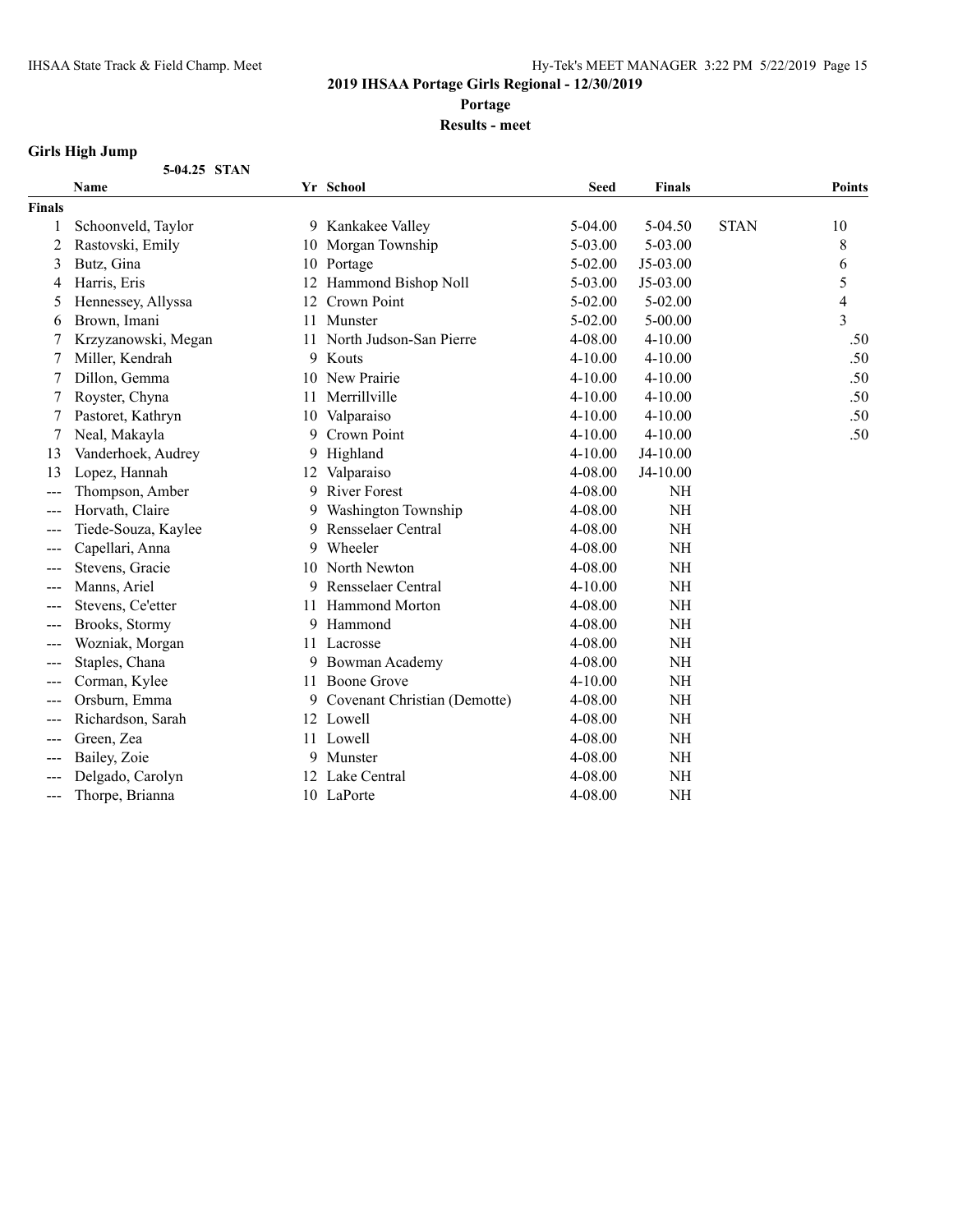## 2019 IHSAA Portage Girls Regional - 12/30/2019

**Portage**

**Results - meet**

### Girls High Jump

5-04.25 STAN

| | Name | Yr | School | Seed | Finals | | Points |
|---|---|---|---|---|---|---|---|
| **Finals** | | | | | | | |
| 1 | Schoonveld, Taylor | 9 | Kankakee Valley | 5-04.00 | 5-04.50 | STAN | 10 |
| 2 | Rastovski, Emily | 10 | Morgan Township | 5-03.00 | 5-03.00 | | 8 |
| 3 | Butz, Gina | 10 | Portage | 5-02.00 | J5-03.00 | | 6 |
| 4 | Harris, Eris | 12 | Hammond Bishop Noll | 5-03.00 | J5-03.00 | | 5 |
| 5 | Hennessey, Allyssa | 12 | Crown Point | 5-02.00 | 5-02.00 | | 4 |
| 6 | Brown, Imani | 11 | Munster | 5-02.00 | 5-00.00 | | 3 |
| 7 | Krzyzanowski, Megan | 11 | North Judson-San Pierre | 4-08.00 | 4-10.00 | | .50 |
| 7 | Miller, Kendrah | 9 | Kouts | 4-10.00 | 4-10.00 | | .50 |
| 7 | Dillon, Gemma | 10 | New Prairie | 4-10.00 | 4-10.00 | | .50 |
| 7 | Royster, Chyna | 11 | Merrillville | 4-10.00 | 4-10.00 | | .50 |
| 7 | Pastoret, Kathryn | 10 | Valparaiso | 4-10.00 | 4-10.00 | | .50 |
| 7 | Neal, Makayla | 9 | Crown Point | 4-10.00 | 4-10.00 | | .50 |
| 13 | Vanderhoek, Audrey | 9 | Highland | 4-10.00 | J4-10.00 | | |
| 13 | Lopez, Hannah | 12 | Valparaiso | 4-08.00 | J4-10.00 | | |
| --- | Thompson, Amber | 9 | River Forest | 4-08.00 | NH | | |
| --- | Horvath, Claire | 9 | Washington Township | 4-08.00 | NH | | |
| --- | Tiede-Souza, Kaylee | 9 | Rensselaer Central | 4-08.00 | NH | | |
| --- | Capellari, Anna | 9 | Wheeler | 4-08.00 | NH | | |
| --- | Stevens, Gracie | 10 | North Newton | 4-08.00 | NH | | |
| --- | Manns, Ariel | 9 | Rensselaer Central | 4-10.00 | NH | | |
| --- | Stevens, Ce'etter | 11 | Hammond Morton | 4-08.00 | NH | | |
| --- | Brooks, Stormy | 9 | Hammond | 4-08.00 | NH | | |
| --- | Wozniak, Morgan | 11 | Lacrosse | 4-08.00 | NH | | |
| --- | Staples, Chana | 9 | Bowman Academy | 4-08.00 | NH | | |
| --- | Corman, Kylee | 11 | Boone Grove | 4-10.00 | NH | | |
| --- | Orsburn, Emma | 9 | Covenant Christian (Demotte) | 4-08.00 | NH | | |
| --- | Richardson, Sarah | 12 | Lowell | 4-08.00 | NH | | |
| --- | Green, Zea | 11 | Lowell | 4-08.00 | NH | | |
| --- | Bailey, Zoie | 9 | Munster | 4-08.00 | NH | | |
| --- | Delgado, Carolyn | 12 | Lake Central | 4-08.00 | NH | | |
| --- | Thorpe, Brianna | 10 | LaPorte | 4-08.00 | NH | | |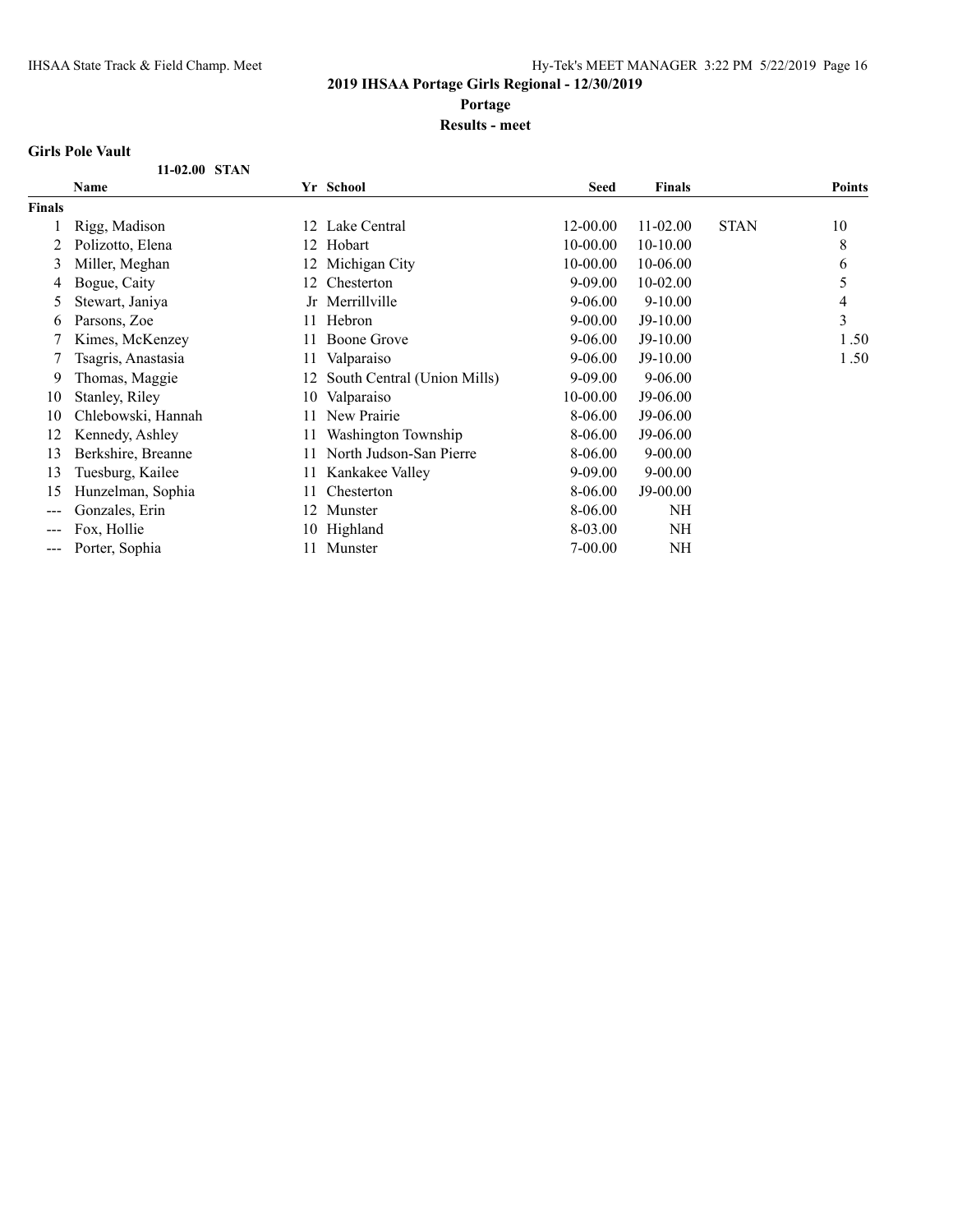## 2019 IHSAA Portage Girls Regional - 12/30/2019

**Portage**

**Results - meet**

### Girls Pole Vault

11-02.00 STAN

| | Name | Yr | School | Seed | Finals | | Points |
|---|---|---|---|---|---|---|---|
| **Finals** | | | | | | | |
| 1 | Rigg, Madison | 12 | Lake Central | 12-00.00 | 11-02.00 | STAN | 10 |
| 2 | Polizotto, Elena | 12 | Hobart | 10-00.00 | 10-10.00 | | 8 |
| 3 | Miller, Meghan | 12 | Michigan City | 10-00.00 | 10-06.00 | | 6 |
| 4 | Bogue, Caity | 12 | Chesterton | 9-09.00 | 10-02.00 | | 5 |
| 5 | Stewart, Janiya | Jr | Merrillville | 9-06.00 | 9-10.00 | | 4 |
| 6 | Parsons, Zoe | 11 | Hebron | 9-00.00 | J9-10.00 | | 3 |
| 7 | Kimes, McKenzey | 11 | Boone Grove | 9-06.00 | J9-10.00 | | 1.50 |
| 7 | Tsagris, Anastasia | 11 | Valparaiso | 9-06.00 | J9-10.00 | | 1.50 |
| 9 | Thomas, Maggie | 12 | South Central (Union Mills) | 9-09.00 | 9-06.00 | | |
| 10 | Stanley, Riley | 10 | Valparaiso | 10-00.00 | J9-06.00 | | |
| 10 | Chlebowski, Hannah | 11 | New Prairie | 8-06.00 | J9-06.00 | | |
| 12 | Kennedy, Ashley | 11 | Washington Township | 8-06.00 | J9-06.00 | | |
| 13 | Berkshire, Breanne | 11 | North Judson-San Pierre | 8-06.00 | 9-00.00 | | |
| 13 | Tuesburg, Kailee | 11 | Kankakee Valley | 9-09.00 | 9-00.00 | | |
| 15 | Hunzelman, Sophia | 11 | Chesterton | 8-06.00 | J9-00.00 | | |
| --- | Gonzales, Erin | 12 | Munster | 8-06.00 | NH | | |
| --- | Fox, Hollie | 10 | Highland | 8-03.00 | NH | | |
| --- | Porter, Sophia | 11 | Munster | 7-00.00 | NH | | |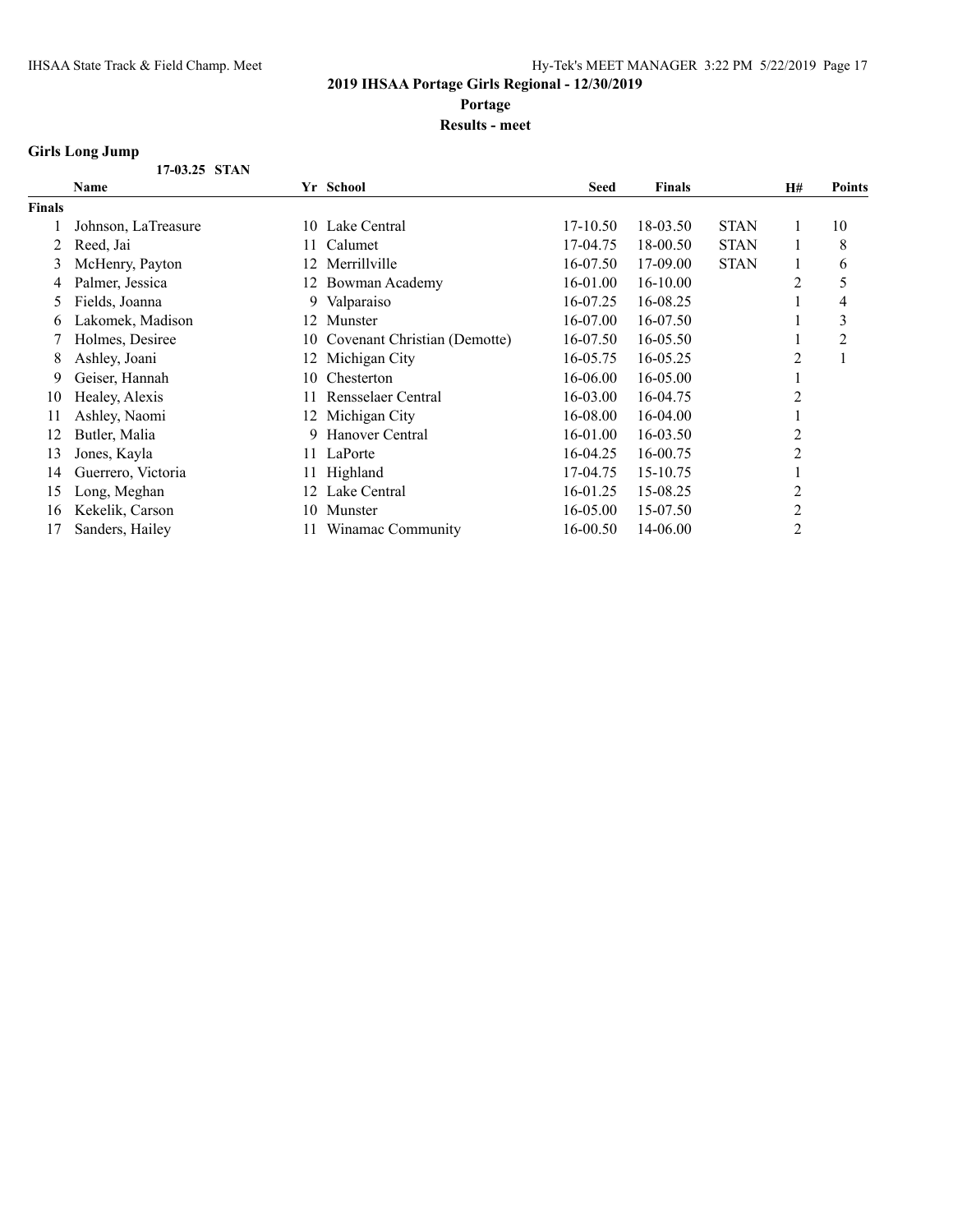**2019 IHSAA Portage Girls Regional - 12/30/2019**

**Portage**

**Results - meet**

### Girls Long Jump

**17-03.25 STAN**

| | Name | Yr | School | Seed | Finals | | H# | Points |
|---|---|---|---|---|---|---|---|---|
| **Finals** | | | | | | | | |
| 1 | Johnson, LaTreasure | 10 | Lake Central | 17-10.50 | 18-03.50 | STAN | 1 | 10 |
| 2 | Reed, Jai | 11 | Calumet | 17-04.75 | 18-00.50 | STAN | 1 | 8 |
| 3 | McHenry, Payton | 12 | Merrillville | 16-07.50 | 17-09.00 | STAN | 1 | 6 |
| 4 | Palmer, Jessica | 12 | Bowman Academy | 16-01.00 | 16-10.00 | | 2 | 5 |
| 5 | Fields, Joanna | 9 | Valparaiso | 16-07.25 | 16-08.25 | | 1 | 4 |
| 6 | Lakomek, Madison | 12 | Munster | 16-07.00 | 16-07.50 | | 1 | 3 |
| 7 | Holmes, Desiree | 10 | Covenant Christian (Demotte) | 16-07.50 | 16-05.50 | | 1 | 2 |
| 8 | Ashley, Joani | 12 | Michigan City | 16-05.75 | 16-05.25 | | 2 | 1 |
| 9 | Geiser, Hannah | 10 | Chesterton | 16-06.00 | 16-05.00 | | 1 | |
| 10 | Healey, Alexis | 11 | Rensselaer Central | 16-03.00 | 16-04.75 | | 2 | |
| 11 | Ashley, Naomi | 12 | Michigan City | 16-08.00 | 16-04.00 | | 1 | |
| 12 | Butler, Malia | 9 | Hanover Central | 16-01.00 | 16-03.50 | | 2 | |
| 13 | Jones, Kayla | 11 | LaPorte | 16-04.25 | 16-00.75 | | 2 | |
| 14 | Guerrero, Victoria | 11 | Highland | 17-04.75 | 15-10.75 | | 1 | |
| 15 | Long, Meghan | 12 | Lake Central | 16-01.25 | 15-08.25 | | 2 | |
| 16 | Kekelik, Carson | 10 | Munster | 16-05.00 | 15-07.50 | | 2 | |
| 17 | Sanders, Hailey | 11 | Winamac Community | 16-00.50 | 14-06.00 | | 2 | |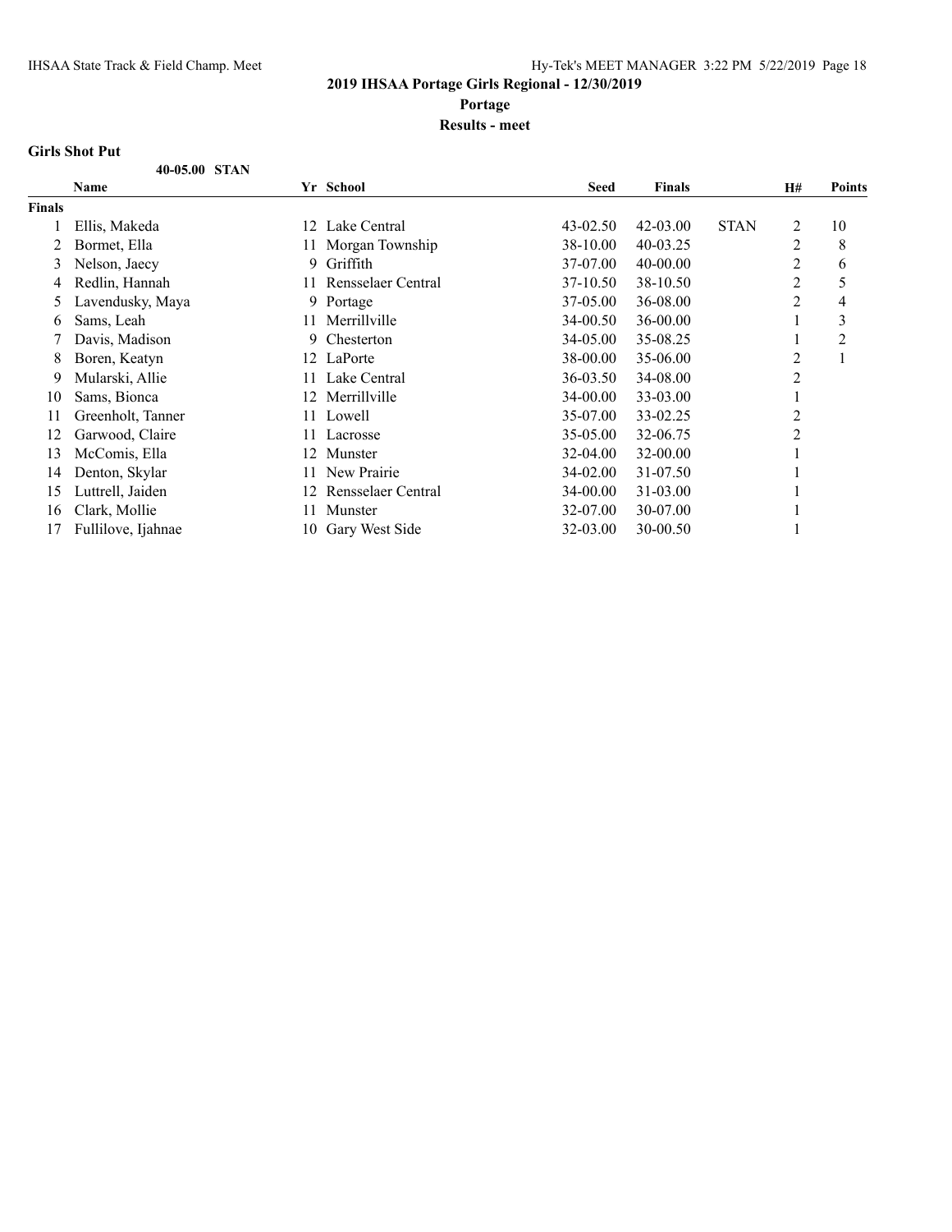## 2019 IHSAA Portage Girls Regional - 12/30/2019

**Portage**

**Results - meet**

### Girls Shot Put

**40-05.00 STAN**

| | Name | Yr | School | Seed | Finals | | H# | Points |
|---|---|---|---|---|---|---|---|---|
| **Finals** | | | | | | | | |
| 1 | Ellis, Makeda | 12 | Lake Central | 43-02.50 | 42-03.00 | STAN | 2 | 10 |
| 2 | Bormet, Ella | 11 | Morgan Township | 38-10.00 | 40-03.25 | | 2 | 8 |
| 3 | Nelson, Jaecy | 9 | Griffith | 37-07.00 | 40-00.00 | | 2 | 6 |
| 4 | Redlin, Hannah | 11 | Rensselaer Central | 37-10.50 | 38-10.50 | | 2 | 5 |
| 5 | Lavendusky, Maya | 9 | Portage | 37-05.00 | 36-08.00 | | 2 | 4 |
| 6 | Sams, Leah | 11 | Merrillville | 34-00.50 | 36-00.00 | | 1 | 3 |
| 7 | Davis, Madison | 9 | Chesterton | 34-05.00 | 35-08.25 | | 1 | 2 |
| 8 | Boren, Keatyn | 12 | LaPorte | 38-00.00 | 35-06.00 | | 2 | 1 |
| 9 | Mularski, Allie | 11 | Lake Central | 36-03.50 | 34-08.00 | | 2 | |
| 10 | Sams, Bionca | 12 | Merrillville | 34-00.00 | 33-03.00 | | 1 | |
| 11 | Greenholt, Tanner | 11 | Lowell | 35-07.00 | 33-02.25 | | 2 | |
| 12 | Garwood, Claire | 11 | Lacrosse | 35-05.00 | 32-06.75 | | 2 | |
| 13 | McComis, Ella | 12 | Munster | 32-04.00 | 32-00.00 | | 1 | |
| 14 | Denton, Skylar | 11 | New Prairie | 34-02.00 | 31-07.50 | | 1 | |
| 15 | Luttrell, Jaiden | 12 | Rensselaer Central | 34-00.00 | 31-03.00 | | 1 | |
| 16 | Clark, Mollie | 11 | Munster | 32-07.00 | 30-07.00 | | 1 | |
| 17 | Fullilove, Ijahnae | 10 | Gary West Side | 32-03.00 | 30-00.50 | | 1 | |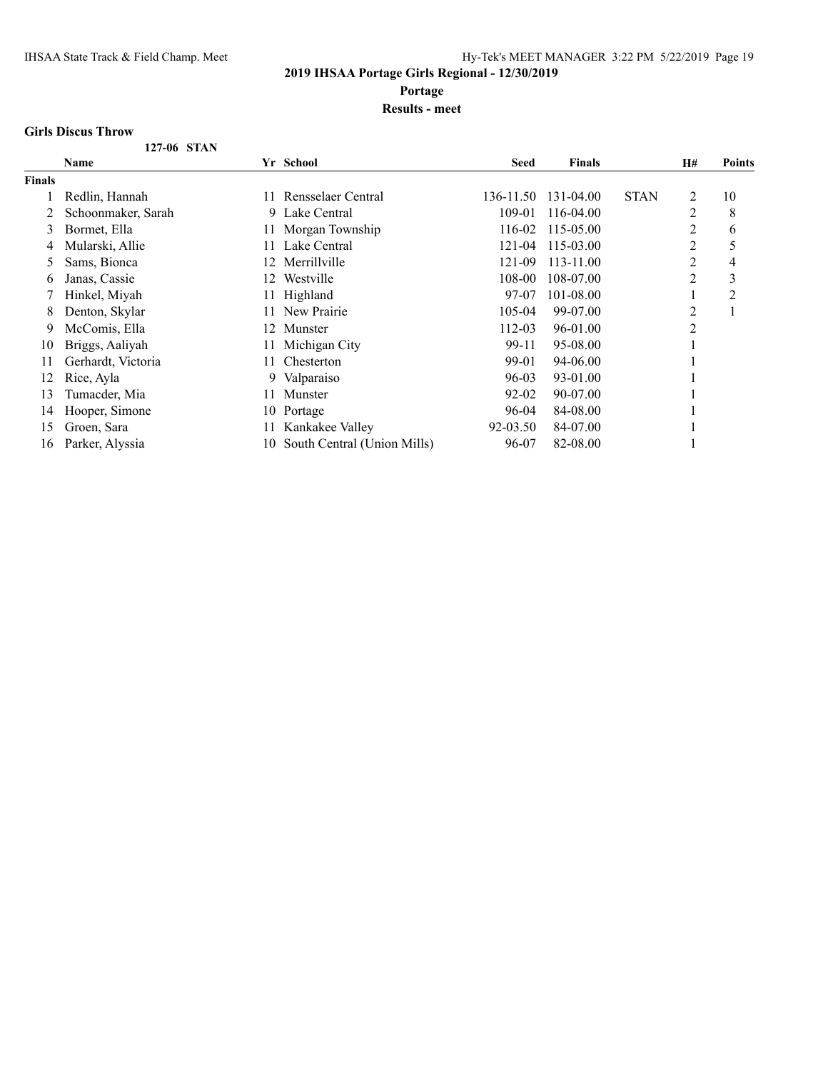## 2019 IHSAA Portage Girls Regional - 12/30/2019

**Portage**

**Results - meet**

### Girls Discus Throw

**127-06 STAN**

| | Name | Yr | School | Seed | Finals | | H# | Points |
|---|---|---|---|---|---|---|---|---|
| **Finals** | | | | | | | | |
| 1 | Redlin, Hannah | 11 | Rensselaer Central | 136-11.50 | 131-04.00 | STAN | 2 | 10 |
| 2 | Schoonmaker, Sarah | 9 | Lake Central | 109-01 | 116-04.00 | | 2 | 8 |
| 3 | Bormet, Ella | 11 | Morgan Township | 116-02 | 115-05.00 | | 2 | 6 |
| 4 | Mularski, Allie | 11 | Lake Central | 121-04 | 115-03.00 | | 2 | 5 |
| 5 | Sams, Bionca | 12 | Merrillville | 121-09 | 113-11.00 | | 2 | 4 |
| 6 | Janas, Cassie | 12 | Westville | 108-00 | 108-07.00 | | 2 | 3 |
| 7 | Hinkel, Miyah | 11 | Highland | 97-07 | 101-08.00 | | 1 | 2 |
| 8 | Denton, Skylar | 11 | New Prairie | 105-04 | 99-07.00 | | 2 | 1 |
| 9 | McComis, Ella | 12 | Munster | 112-03 | 96-01.00 | | 2 | |
| 10 | Briggs, Aaliyah | 11 | Michigan City | 99-11 | 95-08.00 | | 1 | |
| 11 | Gerhardt, Victoria | 11 | Chesterton | 99-01 | 94-06.00 | | 1 | |
| 12 | Rice, Ayla | 9 | Valparaiso | 96-03 | 93-01.00 | | 1 | |
| 13 | Tumacder, Mia | 11 | Munster | 92-02 | 90-07.00 | | 1 | |
| 14 | Hooper, Simone | 10 | Portage | 96-04 | 84-08.00 | | 1 | |
| 15 | Groen, Sara | 11 | Kankakee Valley | 92-03.50 | 84-07.00 | | 1 | |
| 16 | Parker, Alyssia | 10 | South Central (Union Mills) | 96-07 | 82-08.00 | | 1 | |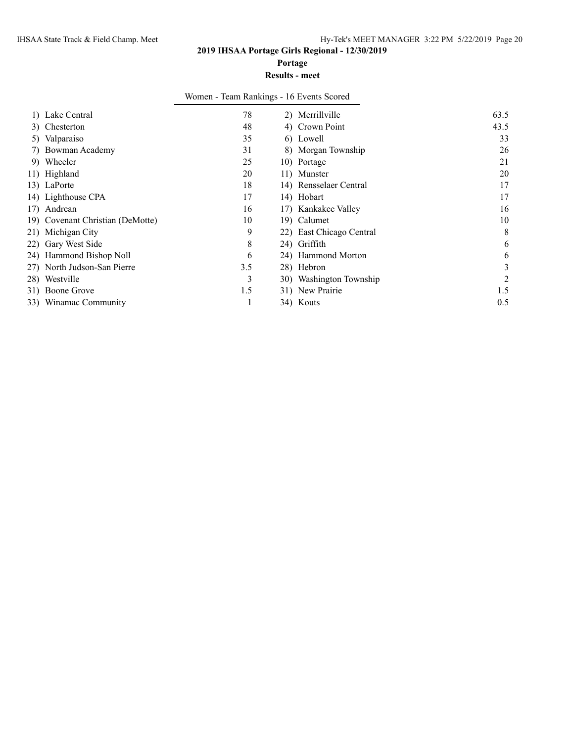**2019 IHSAA Portage Girls Regional - 12/30/2019**

**Portage**

**Results - meet**

Women - Team Rankings - 16 Events Scored

| | | | | | |
|---|---|---|---|---|---|
| 1) | Lake Central | 78 | 2) | Merrillville | 63.5 |
| 3) | Chesterton | 48 | 4) | Crown Point | 43.5 |
| 5) | Valparaiso | 35 | 6) | Lowell | 33 |
| 7) | Bowman Academy | 31 | 8) | Morgan Township | 26 |
| 9) | Wheeler | 25 | 10) | Portage | 21 |
| 11) | Highland | 20 | 11) | Munster | 20 |
| 13) | LaPorte | 18 | 14) | Rensselaer Central | 17 |
| 14) | Lighthouse CPA | 17 | 14) | Hobart | 17 |
| 17) | Andrean | 16 | 17) | Kankakee Valley | 16 |
| 19) | Covenant Christian (DeMotte) | 10 | 19) | Calumet | 10 |
| 21) | Michigan City | 9 | 22) | East Chicago Central | 8 |
| 22) | Gary West Side | 8 | 24) | Griffith | 6 |
| 24) | Hammond Bishop Noll | 6 | 24) | Hammond Morton | 6 |
| 27) | North Judson-San Pierre | 3.5 | 28) | Hebron | 3 |
| 28) | Westville | 3 | 30) | Washington Township | 2 |
| 31) | Boone Grove | 1.5 | 31) | New Prairie | 1.5 |
| 33) | Winamac Community | 1 | 34) | Kouts | 0.5 |